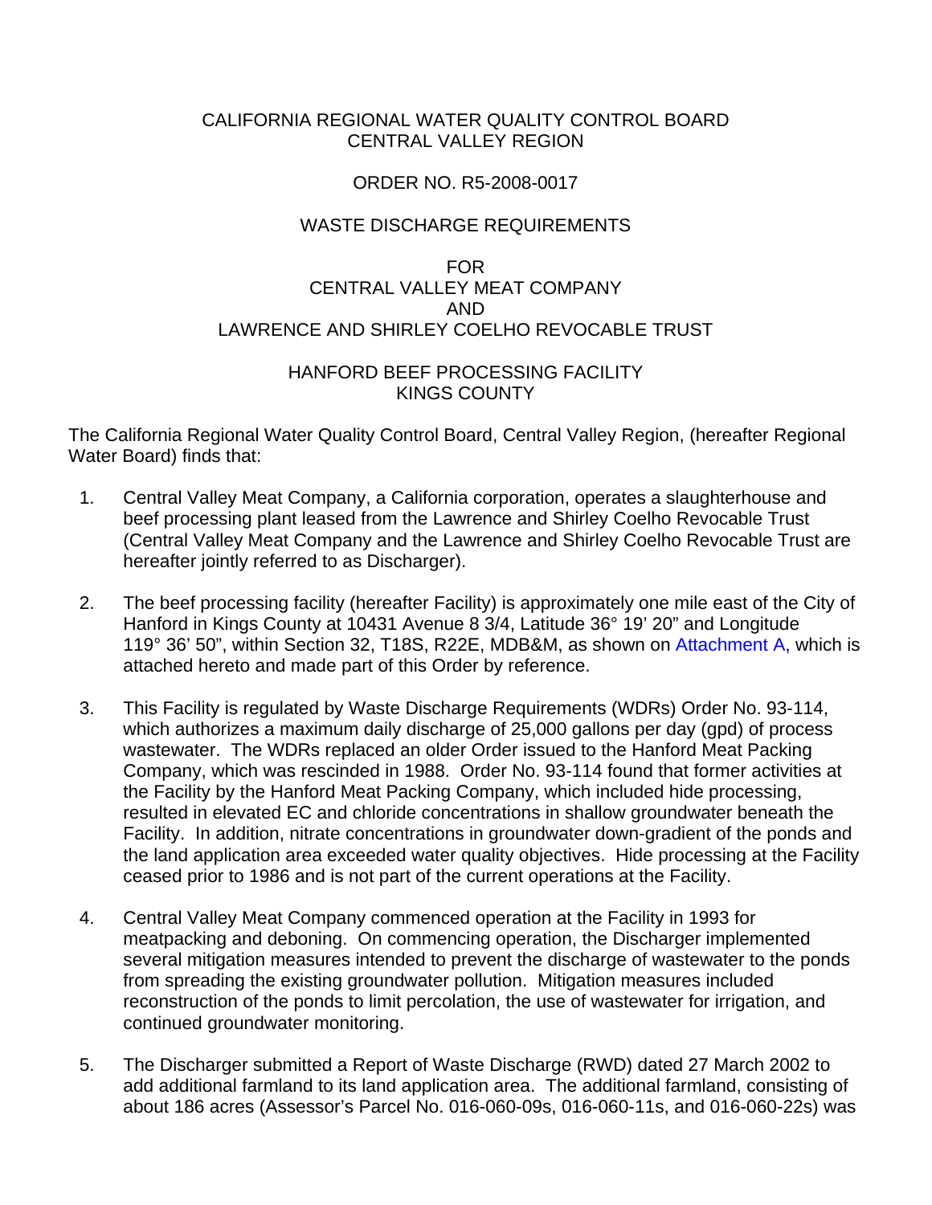CALIFORNIA REGIONAL WATER QUALITY CONTROL BOARD
CENTRAL VALLEY REGION

ORDER NO. R5-2008-0017

WASTE DISCHARGE REQUIREMENTS

FOR
CENTRAL VALLEY MEAT COMPANY
AND
LAWRENCE AND SHIRLEY COELHO REVOCABLE TRUST

HANFORD BEEF PROCESSING FACILITY
KINGS COUNTY

The California Regional Water Quality Control Board, Central Valley Region, (hereafter Regional Water Board) finds that:

1. Central Valley Meat Company, a California corporation, operates a slaughterhouse and beef processing plant leased from the Lawrence and Shirley Coelho Revocable Trust (Central Valley Meat Company and the Lawrence and Shirley Coelho Revocable Trust are hereafter jointly referred to as Discharger).

2. The beef processing facility (hereafter Facility) is approximately one mile east of the City of Hanford in Kings County at 10431 Avenue 8 3/4, Latitude 36° 19' 20" and Longitude 119° 36' 50", within Section 32, T18S, R22E, MDB&M, as shown on Attachment A, which is attached hereto and made part of this Order by reference.

3. This Facility is regulated by Waste Discharge Requirements (WDRs) Order No. 93-114, which authorizes a maximum daily discharge of 25,000 gallons per day (gpd) of process wastewater. The WDRs replaced an older Order issued to the Hanford Meat Packing Company, which was rescinded in 1988. Order No. 93-114 found that former activities at the Facility by the Hanford Meat Packing Company, which included hide processing, resulted in elevated EC and chloride concentrations in shallow groundwater beneath the Facility. In addition, nitrate concentrations in groundwater down-gradient of the ponds and the land application area exceeded water quality objectives. Hide processing at the Facility ceased prior to 1986 and is not part of the current operations at the Facility.

4. Central Valley Meat Company commenced operation at the Facility in 1993 for meatpacking and deboning. On commencing operation, the Discharger implemented several mitigation measures intended to prevent the discharge of wastewater to the ponds from spreading the existing groundwater pollution. Mitigation measures included reconstruction of the ponds to limit percolation, the use of wastewater for irrigation, and continued groundwater monitoring.

5. The Discharger submitted a Report of Waste Discharge (RWD) dated 27 March 2002 to add additional farmland to its land application area. The additional farmland, consisting of about 186 acres (Assessor's Parcel No. 016-060-09s, 016-060-11s, and 016-060-22s) was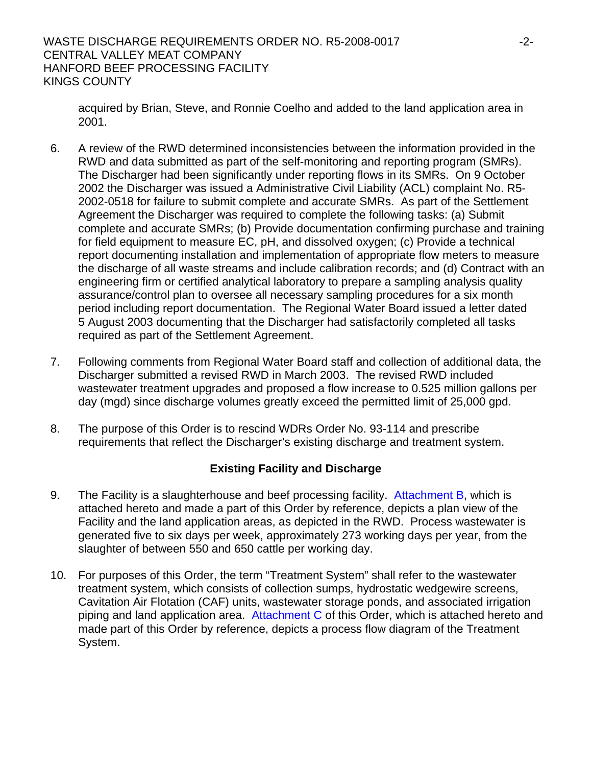acquired by Brian, Steve, and Ronnie Coelho and added to the land application area in 2001.

6. A review of the RWD determined inconsistencies between the information provided in the RWD and data submitted as part of the self-monitoring and reporting program (SMRs). The Discharger had been significantly under reporting flows in its SMRs. On 9 October 2002 the Discharger was issued a Administrative Civil Liability (ACL) complaint No. R5-2002-0518 for failure to submit complete and accurate SMRs. As part of the Settlement Agreement the Discharger was required to complete the following tasks: (a) Submit complete and accurate SMRs; (b) Provide documentation confirming purchase and training for field equipment to measure EC, pH, and dissolved oxygen; (c) Provide a technical report documenting installation and implementation of appropriate flow meters to measure the discharge of all waste streams and include calibration records; and (d) Contract with an engineering firm or certified analytical laboratory to prepare a sampling analysis quality assurance/control plan to oversee all necessary sampling procedures for a six month period including report documentation. The Regional Water Board issued a letter dated 5 August 2003 documenting that the Discharger had satisfactorily completed all tasks required as part of the Settlement Agreement.

7. Following comments from Regional Water Board staff and collection of additional data, the Discharger submitted a revised RWD in March 2003. The revised RWD included wastewater treatment upgrades and proposed a flow increase to 0.525 million gallons per day (mgd) since discharge volumes greatly exceed the permitted limit of 25,000 gpd.

8. The purpose of this Order is to rescind WDRs Order No. 93-114 and prescribe requirements that reflect the Discharger's existing discharge and treatment system.

**Existing Facility and Discharge**

9. The Facility is a slaughterhouse and beef processing facility. Attachment B, which is attached hereto and made a part of this Order by reference, depicts a plan view of the Facility and the land application areas, as depicted in the RWD. Process wastewater is generated five to six days per week, approximately 273 working days per year, from the slaughter of between 550 and 650 cattle per working day.

10. For purposes of this Order, the term "Treatment System" shall refer to the wastewater treatment system, which consists of collection sumps, hydrostatic wedgewire screens, Cavitation Air Flotation (CAF) units, wastewater storage ponds, and associated irrigation piping and land application area. Attachment C of this Order, which is attached hereto and made part of this Order by reference, depicts a process flow diagram of the Treatment System.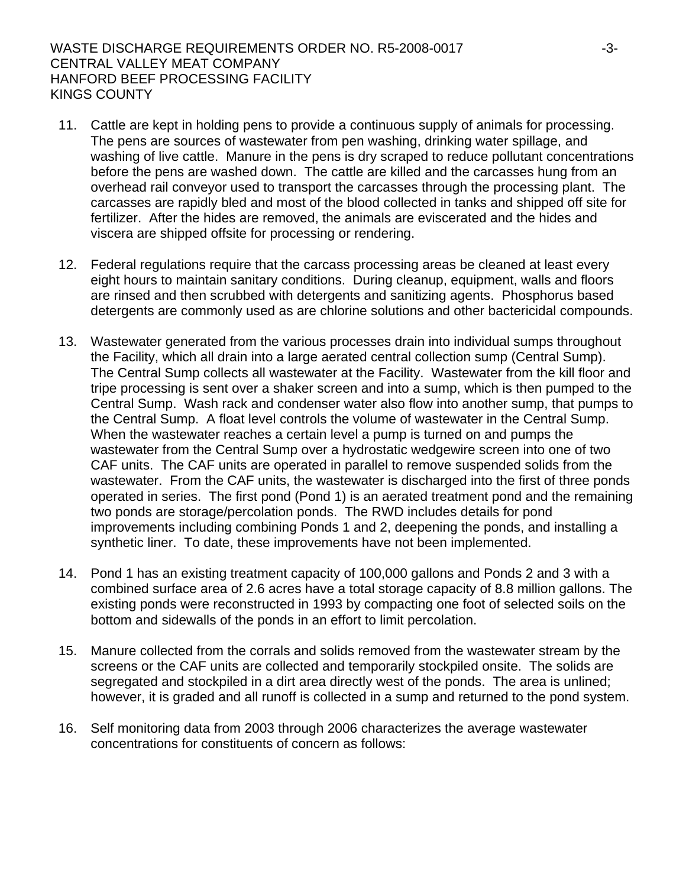11. Cattle are kept in holding pens to provide a continuous supply of animals for processing. The pens are sources of wastewater from pen washing, drinking water spillage, and washing of live cattle. Manure in the pens is dry scraped to reduce pollutant concentrations before the pens are washed down. The cattle are killed and the carcasses hung from an overhead rail conveyor used to transport the carcasses through the processing plant. The carcasses are rapidly bled and most of the blood collected in tanks and shipped off site for fertilizer. After the hides are removed, the animals are eviscerated and the hides and viscera are shipped offsite for processing or rendering.

12. Federal regulations require that the carcass processing areas be cleaned at least every eight hours to maintain sanitary conditions. During cleanup, equipment, walls and floors are rinsed and then scrubbed with detergents and sanitizing agents. Phosphorus based detergents are commonly used as are chlorine solutions and other bactericidal compounds.

13. Wastewater generated from the various processes drain into individual sumps throughout the Facility, which all drain into a large aerated central collection sump (Central Sump). The Central Sump collects all wastewater at the Facility. Wastewater from the kill floor and tripe processing is sent over a shaker screen and into a sump, which is then pumped to the Central Sump. Wash rack and condenser water also flow into another sump, that pumps to the Central Sump. A float level controls the volume of wastewater in the Central Sump. When the wastewater reaches a certain level a pump is turned on and pumps the wastewater from the Central Sump over a hydrostatic wedgewire screen into one of two CAF units. The CAF units are operated in parallel to remove suspended solids from the wastewater. From the CAF units, the wastewater is discharged into the first of three ponds operated in series. The first pond (Pond 1) is an aerated treatment pond and the remaining two ponds are storage/percolation ponds. The RWD includes details for pond improvements including combining Ponds 1 and 2, deepening the ponds, and installing a synthetic liner. To date, these improvements have not been implemented.

14. Pond 1 has an existing treatment capacity of 100,000 gallons and Ponds 2 and 3 with a combined surface area of 2.6 acres have a total storage capacity of 8.8 million gallons. The existing ponds were reconstructed in 1993 by compacting one foot of selected soils on the bottom and sidewalls of the ponds in an effort to limit percolation.

15. Manure collected from the corrals and solids removed from the wastewater stream by the screens or the CAF units are collected and temporarily stockpiled onsite. The solids are segregated and stockpiled in a dirt area directly west of the ponds. The area is unlined; however, it is graded and all runoff is collected in a sump and returned to the pond system.

16. Self monitoring data from 2003 through 2006 characterizes the average wastewater concentrations for constituents of concern as follows: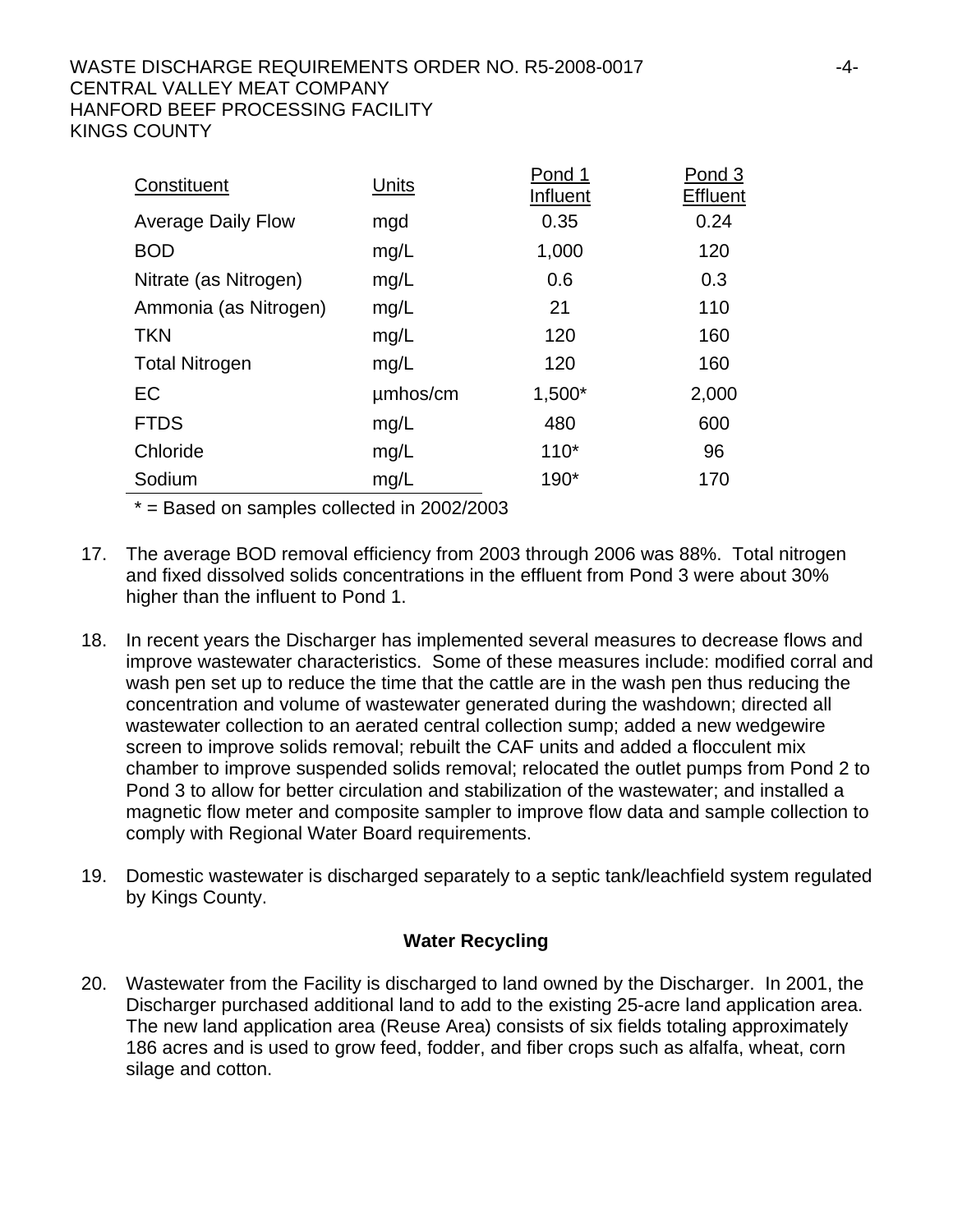| Constituent | Units | Pond 1 Influent | Pond 3 Effluent |
|---|---|---|---|
| Average Daily Flow | mgd | 0.35 | 0.24 |
| BOD | mg/L | 1,000 | 120 |
| Nitrate (as Nitrogen) | mg/L | 0.6 | 0.3 |
| Ammonia (as Nitrogen) | mg/L | 21 | 110 |
| TKN | mg/L | 120 | 160 |
| Total Nitrogen | mg/L | 120 | 160 |
| EC | µmhos/cm | 1,500* | 2,000 |
| FTDS | mg/L | 480 | 600 |
| Chloride | mg/L | 110* | 96 |
| Sodium | mg/L | 190* | 170 |

* = Based on samples collected in 2002/2003

17. The average BOD removal efficiency from 2003 through 2006 was 88%. Total nitrogen and fixed dissolved solids concentrations in the effluent from Pond 3 were about 30% higher than the influent to Pond 1.

18. In recent years the Discharger has implemented several measures to decrease flows and improve wastewater characteristics. Some of these measures include: modified corral and wash pen set up to reduce the time that the cattle are in the wash pen thus reducing the concentration and volume of wastewater generated during the washdown; directed all wastewater collection to an aerated central collection sump; added a new wedgewire screen to improve solids removal; rebuilt the CAF units and added a flocculent mix chamber to improve suspended solids removal; relocated the outlet pumps from Pond 2 to Pond 3 to allow for better circulation and stabilization of the wastewater; and installed a magnetic flow meter and composite sampler to improve flow data and sample collection to comply with Regional Water Board requirements.

19. Domestic wastewater is discharged separately to a septic tank/leachfield system regulated by Kings County.

### Water Recycling

20. Wastewater from the Facility is discharged to land owned by the Discharger. In 2001, the Discharger purchased additional land to add to the existing 25-acre land application area. The new land application area (Reuse Area) consists of six fields totaling approximately 186 acres and is used to grow feed, fodder, and fiber crops such as alfalfa, wheat, corn silage and cotton.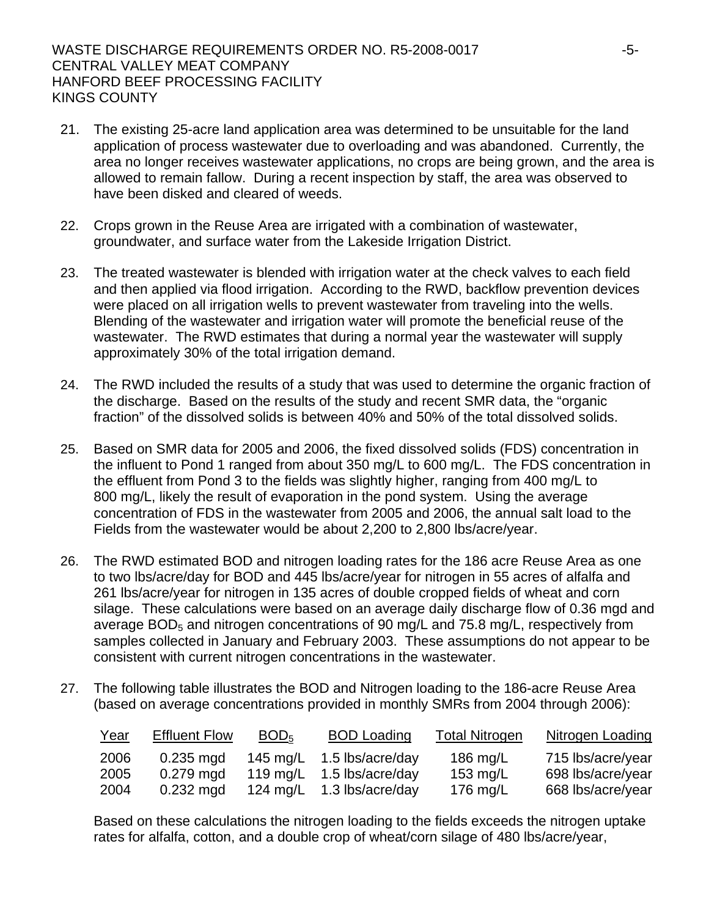21. The existing 25-acre land application area was determined to be unsuitable for the land application of process wastewater due to overloading and was abandoned. Currently, the area no longer receives wastewater applications, no crops are being grown, and the area is allowed to remain fallow. During a recent inspection by staff, the area was observed to have been disked and cleared of weeds.

22. Crops grown in the Reuse Area are irrigated with a combination of wastewater, groundwater, and surface water from the Lakeside Irrigation District.

23. The treated wastewater is blended with irrigation water at the check valves to each field and then applied via flood irrigation. According to the RWD, backflow prevention devices were placed on all irrigation wells to prevent wastewater from traveling into the wells. Blending of the wastewater and irrigation water will promote the beneficial reuse of the wastewater. The RWD estimates that during a normal year the wastewater will supply approximately 30% of the total irrigation demand.

24. The RWD included the results of a study that was used to determine the organic fraction of the discharge. Based on the results of the study and recent SMR data, the "organic fraction" of the dissolved solids is between 40% and 50% of the total dissolved solids.

25. Based on SMR data for 2005 and 2006, the fixed dissolved solids (FDS) concentration in the influent to Pond 1 ranged from about 350 mg/L to 600 mg/L. The FDS concentration in the effluent from Pond 3 to the fields was slightly higher, ranging from 400 mg/L to 800 mg/L, likely the result of evaporation in the pond system. Using the average concentration of FDS in the wastewater from 2005 and 2006, the annual salt load to the Fields from the wastewater would be about 2,200 to 2,800 lbs/acre/year.

26. The RWD estimated BOD and nitrogen loading rates for the 186 acre Reuse Area as one to two lbs/acre/day for BOD and 445 lbs/acre/year for nitrogen in 55 acres of alfalfa and 261 lbs/acre/year for nitrogen in 135 acres of double cropped fields of wheat and corn silage. These calculations were based on an average daily discharge flow of 0.36 mgd and average $BOD_5$ and nitrogen concentrations of 90 mg/L and 75.8 mg/L, respectively from samples collected in January and February 2003. These assumptions do not appear to be consistent with current nitrogen concentrations in the wastewater.

27. The following table illustrates the BOD and Nitrogen loading to the 186-acre Reuse Area (based on average concentrations provided in monthly SMRs from 2004 through 2006):

| Year | Effluent Flow | $BOD_5$ | BOD Loading | Total Nitrogen | Nitrogen Loading |
|---|---|---|---|---|---|
| 2006 | 0.235 mgd | 145 mg/L | 1.5 lbs/acre/day | 186 mg/L | 715 lbs/acre/year |
| 2005 | 0.279 mgd | 119 mg/L | 1.5 lbs/acre/day | 153 mg/L | 698 lbs/acre/year |
| 2004 | 0.232 mgd | 124 mg/L | 1.3 lbs/acre/day | 176 mg/L | 668 lbs/acre/year |

Based on these calculations the nitrogen loading to the fields exceeds the nitrogen uptake rates for alfalfa, cotton, and a double crop of wheat/corn silage of 480 lbs/acre/year,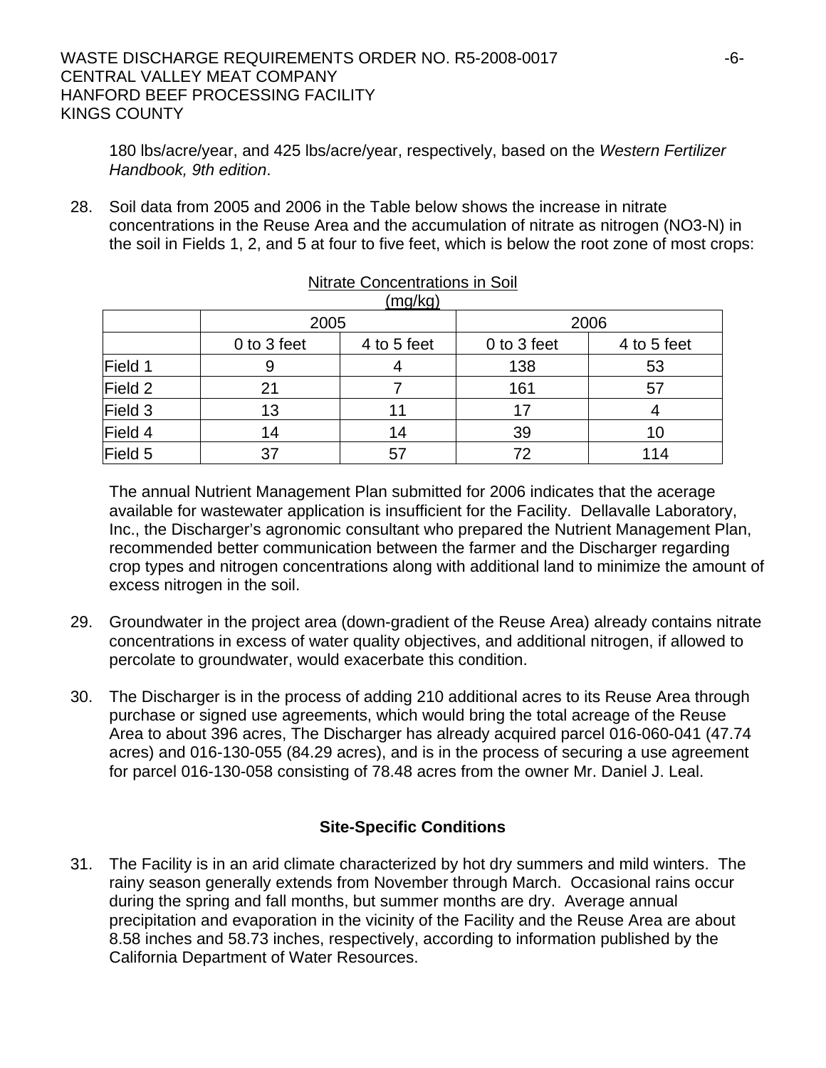180 lbs/acre/year, and 425 lbs/acre/year, respectively, based on the *Western Fertilizer Handbook, 9th edition*.

28. Soil data from 2005 and 2006 in the Table below shows the increase in nitrate concentrations in the Reuse Area and the accumulation of nitrate as nitrogen (NO3-N) in the soil in Fields 1, 2, and 5 at four to five feet, which is below the root zone of most crops:

Nitrate Concentrations in Soil (mg/kg)

| | 2005 | | 2006 | |
|---|---|---|---|---|
| | 0 to 3 feet | 4 to 5 feet | 0 to 3 feet | 4 to 5 feet |
| Field 1 | 9 | 4 | 138 | 53 |
| Field 2 | 21 | 7 | 161 | 57 |
| Field 3 | 13 | 11 | 17 | 4 |
| Field 4 | 14 | 14 | 39 | 10 |
| Field 5 | 37 | 57 | 72 | 114 |

The annual Nutrient Management Plan submitted for 2006 indicates that the acerage available for wastewater application is insufficient for the Facility. Dellavalle Laboratory, Inc., the Discharger's agronomic consultant who prepared the Nutrient Management Plan, recommended better communication between the farmer and the Discharger regarding crop types and nitrogen concentrations along with additional land to minimize the amount of excess nitrogen in the soil.

29. Groundwater in the project area (down-gradient of the Reuse Area) already contains nitrate concentrations in excess of water quality objectives, and additional nitrogen, if allowed to percolate to groundwater, would exacerbate this condition.

30. The Discharger is in the process of adding 210 additional acres to its Reuse Area through purchase or signed use agreements, which would bring the total acreage of the Reuse Area to about 396 acres, The Discharger has already acquired parcel 016-060-041 (47.74 acres) and 016-130-055 (84.29 acres), and is in the process of securing a use agreement for parcel 016-130-058 consisting of 78.48 acres from the owner Mr. Daniel J. Leal.

## Site-Specific Conditions

31. The Facility is in an arid climate characterized by hot dry summers and mild winters. The rainy season generally extends from November through March. Occasional rains occur during the spring and fall months, but summer months are dry. Average annual precipitation and evaporation in the vicinity of the Facility and the Reuse Area are about 8.58 inches and 58.73 inches, respectively, according to information published by the California Department of Water Resources.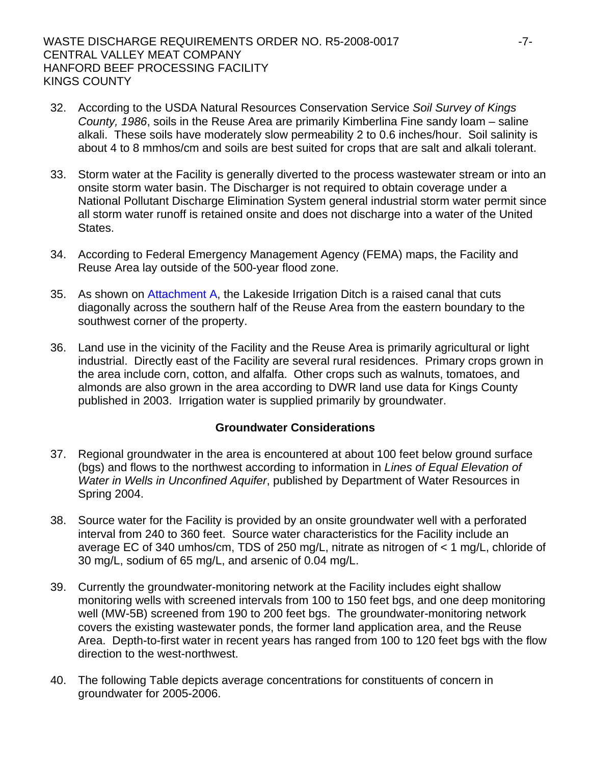32. According to the USDA Natural Resources Conservation Service *Soil Survey of Kings County, 1986*, soils in the Reuse Area are primarily Kimberlina Fine sandy loam – saline alkali. These soils have moderately slow permeability 2 to 0.6 inches/hour. Soil salinity is about 4 to 8 mmhos/cm and soils are best suited for crops that are salt and alkali tolerant.

33. Storm water at the Facility is generally diverted to the process wastewater stream or into an onsite storm water basin. The Discharger is not required to obtain coverage under a National Pollutant Discharge Elimination System general industrial storm water permit since all storm water runoff is retained onsite and does not discharge into a water of the United States.

34. According to Federal Emergency Management Agency (FEMA) maps, the Facility and Reuse Area lay outside of the 500-year flood zone.

35. As shown on Attachment A, the Lakeside Irrigation Ditch is a raised canal that cuts diagonally across the southern half of the Reuse Area from the eastern boundary to the southwest corner of the property.

36. Land use in the vicinity of the Facility and the Reuse Area is primarily agricultural or light industrial. Directly east of the Facility are several rural residences. Primary crops grown in the area include corn, cotton, and alfalfa. Other crops such as walnuts, tomatoes, and almonds are also grown in the area according to DWR land use data for Kings County published in 2003. Irrigation water is supplied primarily by groundwater.

## Groundwater Considerations

37. Regional groundwater in the area is encountered at about 100 feet below ground surface (bgs) and flows to the northwest according to information in *Lines of Equal Elevation of Water in Wells in Unconfined Aquifer*, published by Department of Water Resources in Spring 2004.

38. Source water for the Facility is provided by an onsite groundwater well with a perforated interval from 240 to 360 feet. Source water characteristics for the Facility include an average EC of 340 umhos/cm, TDS of 250 mg/L, nitrate as nitrogen of < 1 mg/L, chloride of 30 mg/L, sodium of 65 mg/L, and arsenic of 0.04 mg/L.

39. Currently the groundwater-monitoring network at the Facility includes eight shallow monitoring wells with screened intervals from 100 to 150 feet bgs, and one deep monitoring well (MW-5B) screened from 190 to 200 feet bgs. The groundwater-monitoring network covers the existing wastewater ponds, the former land application area, and the Reuse Area. Depth-to-first water in recent years has ranged from 100 to 120 feet bgs with the flow direction to the west-northwest.

40. The following Table depicts average concentrations for constituents of concern in groundwater for 2005-2006.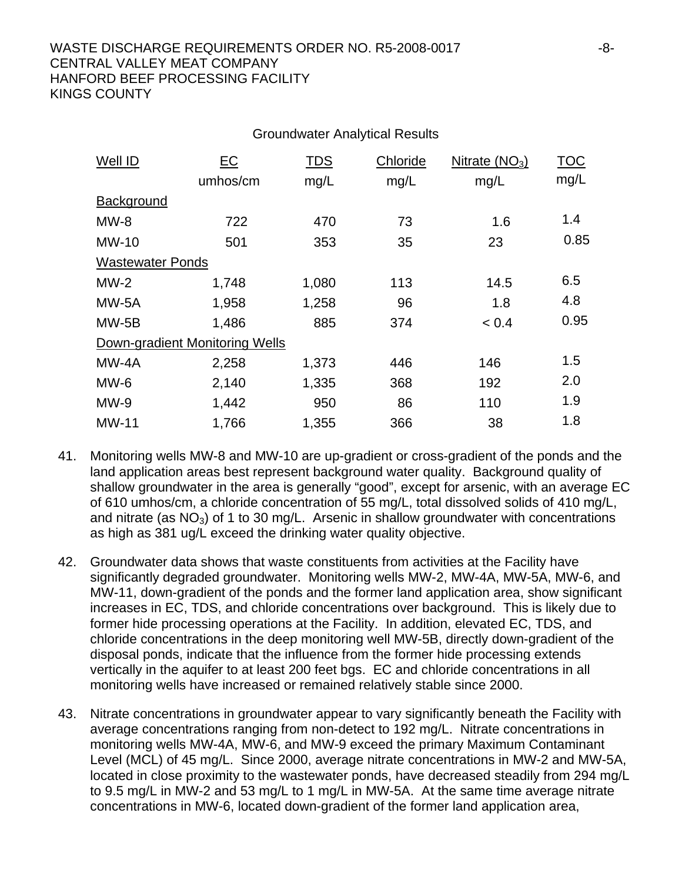Groundwater Analytical Results

| Well ID | EC umhos/cm | TDS mg/L | Chloride mg/L | Nitrate ($NO_3$) mg/L | TOC mg/L |
|---|---|---|---|---|---|
| Background | | | | | |
| MW-8 | 722 | 470 | 73 | 1.6 | 1.4 |
| MW-10 | 501 | 353 | 35 | 23 | 0.85 |
| Wastewater Ponds | | | | | |
| MW-2 | 1,748 | 1,080 | 113 | 14.5 | 6.5 |
| MW-5A | 1,958 | 1,258 | 96 | 1.8 | 4.8 |
| MW-5B | 1,486 | 885 | 374 | < 0.4 | 0.95 |
| Down-gradient Monitoring Wells | | | | | |
| MW-4A | 2,258 | 1,373 | 446 | 146 | 1.5 |
| MW-6 | 2,140 | 1,335 | 368 | 192 | 2.0 |
| MW-9 | 1,442 | 950 | 86 | 110 | 1.9 |
| MW-11 | 1,766 | 1,355 | 366 | 38 | 1.8 |

41. Monitoring wells MW-8 and MW-10 are up-gradient or cross-gradient of the ponds and the land application areas best represent background water quality. Background quality of shallow groundwater in the area is generally "good", except for arsenic, with an average EC of 610 umhos/cm, a chloride concentration of 55 mg/L, total dissolved solids of 410 mg/L, and nitrate (as $NO_3$) of 1 to 30 mg/L. Arsenic in shallow groundwater with concentrations as high as 381 ug/L exceed the drinking water quality objective.

42. Groundwater data shows that waste constituents from activities at the Facility have significantly degraded groundwater. Monitoring wells MW-2, MW-4A, MW-5A, MW-6, and MW-11, down-gradient of the ponds and the former land application area, show significant increases in EC, TDS, and chloride concentrations over background. This is likely due to former hide processing operations at the Facility. In addition, elevated EC, TDS, and chloride concentrations in the deep monitoring well MW-5B, directly down-gradient of the disposal ponds, indicate that the influence from the former hide processing extends vertically in the aquifer to at least 200 feet bgs. EC and chloride concentrations in all monitoring wells have increased or remained relatively stable since 2000.

43. Nitrate concentrations in groundwater appear to vary significantly beneath the Facility with average concentrations ranging from non-detect to 192 mg/L. Nitrate concentrations in monitoring wells MW-4A, MW-6, and MW-9 exceed the primary Maximum Contaminant Level (MCL) of 45 mg/L. Since 2000, average nitrate concentrations in MW-2 and MW-5A, located in close proximity to the wastewater ponds, have decreased steadily from 294 mg/L to 9.5 mg/L in MW-2 and 53 mg/L to 1 mg/L in MW-5A. At the same time average nitrate concentrations in MW-6, located down-gradient of the former land application area,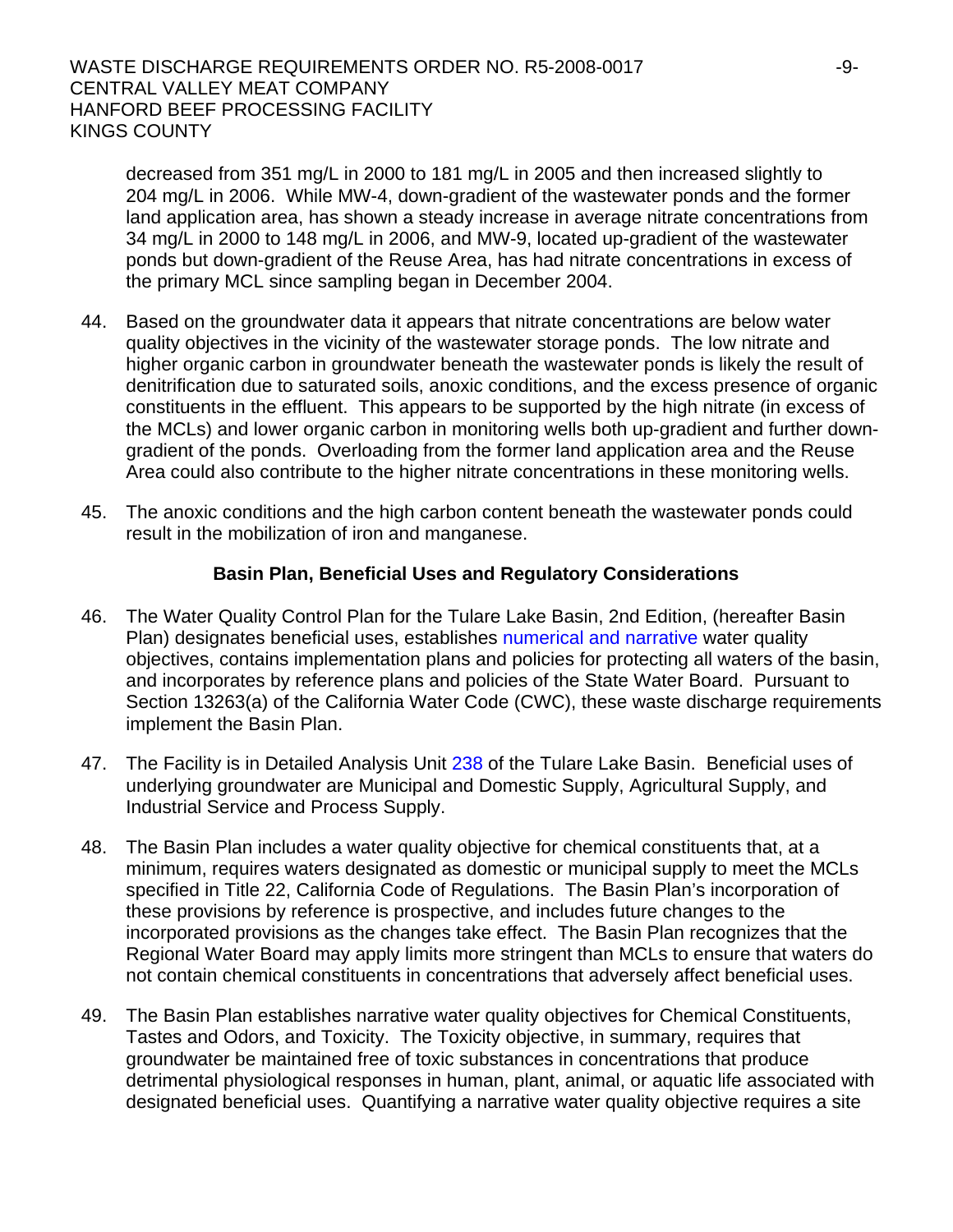decreased from 351 mg/L in 2000 to 181 mg/L in 2005 and then increased slightly to 204 mg/L in 2006. While MW-4, down-gradient of the wastewater ponds and the former land application area, has shown a steady increase in average nitrate concentrations from 34 mg/L in 2000 to 148 mg/L in 2006, and MW-9, located up-gradient of the wastewater ponds but down-gradient of the Reuse Area, has had nitrate concentrations in excess of the primary MCL since sampling began in December 2004.

44. Based on the groundwater data it appears that nitrate concentrations are below water quality objectives in the vicinity of the wastewater storage ponds. The low nitrate and higher organic carbon in groundwater beneath the wastewater ponds is likely the result of denitrification due to saturated soils, anoxic conditions, and the excess presence of organic constituents in the effluent. This appears to be supported by the high nitrate (in excess of the MCLs) and lower organic carbon in monitoring wells both up-gradient and further down-gradient of the ponds. Overloading from the former land application area and the Reuse Area could also contribute to the higher nitrate concentrations in these monitoring wells.

45. The anoxic conditions and the high carbon content beneath the wastewater ponds could result in the mobilization of iron and manganese.

## Basin Plan, Beneficial Uses and Regulatory Considerations

46. The Water Quality Control Plan for the Tulare Lake Basin, 2nd Edition, (hereafter Basin Plan) designates beneficial uses, establishes numerical and narrative water quality objectives, contains implementation plans and policies for protecting all waters of the basin, and incorporates by reference plans and policies of the State Water Board. Pursuant to Section 13263(a) of the California Water Code (CWC), these waste discharge requirements implement the Basin Plan.

47. The Facility is in Detailed Analysis Unit 238 of the Tulare Lake Basin. Beneficial uses of underlying groundwater are Municipal and Domestic Supply, Agricultural Supply, and Industrial Service and Process Supply.

48. The Basin Plan includes a water quality objective for chemical constituents that, at a minimum, requires waters designated as domestic or municipal supply to meet the MCLs specified in Title 22, California Code of Regulations. The Basin Plan's incorporation of these provisions by reference is prospective, and includes future changes to the incorporated provisions as the changes take effect. The Basin Plan recognizes that the Regional Water Board may apply limits more stringent than MCLs to ensure that waters do not contain chemical constituents in concentrations that adversely affect beneficial uses.

49. The Basin Plan establishes narrative water quality objectives for Chemical Constituents, Tastes and Odors, and Toxicity. The Toxicity objective, in summary, requires that groundwater be maintained free of toxic substances in concentrations that produce detrimental physiological responses in human, plant, animal, or aquatic life associated with designated beneficial uses. Quantifying a narrative water quality objective requires a site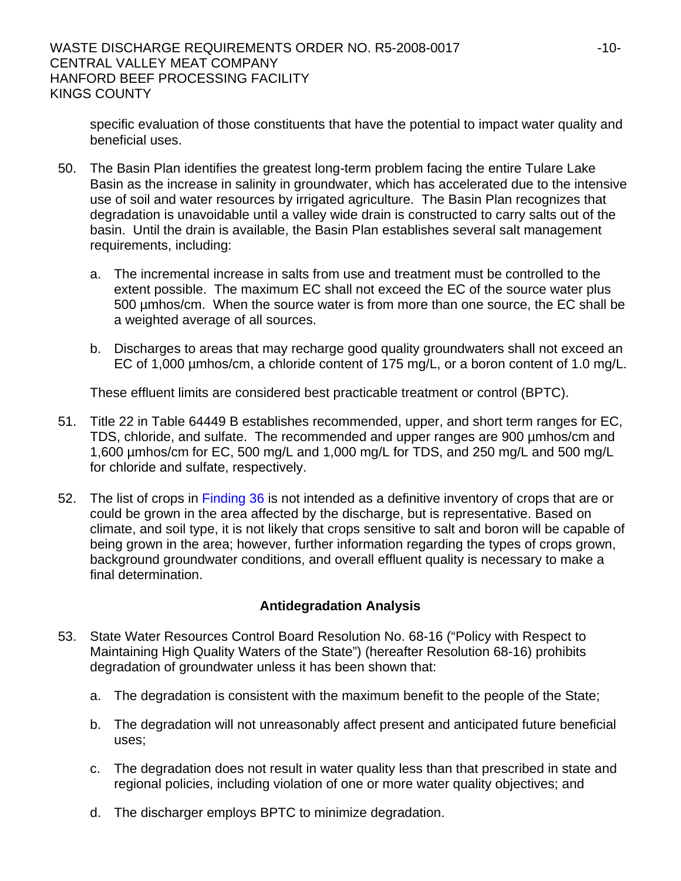specific evaluation of those constituents that have the potential to impact water quality and beneficial uses.

50. The Basin Plan identifies the greatest long-term problem facing the entire Tulare Lake Basin as the increase in salinity in groundwater, which has accelerated due to the intensive use of soil and water resources by irrigated agriculture. The Basin Plan recognizes that degradation is unavoidable until a valley wide drain is constructed to carry salts out of the basin. Until the drain is available, the Basin Plan establishes several salt management requirements, including:

    a. The incremental increase in salts from use and treatment must be controlled to the extent possible. The maximum EC shall not exceed the EC of the source water plus 500 µmhos/cm. When the source water is from more than one source, the EC shall be a weighted average of all sources.

    b. Discharges to areas that may recharge good quality groundwaters shall not exceed an EC of 1,000 µmhos/cm, a chloride content of 175 mg/L, or a boron content of 1.0 mg/L.

    These effluent limits are considered best practicable treatment or control (BPTC).

51. Title 22 in Table 64449 B establishes recommended, upper, and short term ranges for EC, TDS, chloride, and sulfate. The recommended and upper ranges are 900 µmhos/cm and 1,600 µmhos/cm for EC, 500 mg/L and 1,000 mg/L for TDS, and 250 mg/L and 500 mg/L for chloride and sulfate, respectively.

52. The list of crops in Finding 36 is not intended as a definitive inventory of crops that are or could be grown in the area affected by the discharge, but is representative. Based on climate, and soil type, it is not likely that crops sensitive to salt and boron will be capable of being grown in the area; however, further information regarding the types of crops grown, background groundwater conditions, and overall effluent quality is necessary to make a final determination.

**Antidegradation Analysis**

53. State Water Resources Control Board Resolution No. 68-16 ("Policy with Respect to Maintaining High Quality Waters of the State") (hereafter Resolution 68-16) prohibits degradation of groundwater unless it has been shown that:

    a. The degradation is consistent with the maximum benefit to the people of the State;

    b. The degradation will not unreasonably affect present and anticipated future beneficial uses;

    c. The degradation does not result in water quality less than that prescribed in state and regional policies, including violation of one or more water quality objectives; and

    d. The discharger employs BPTC to minimize degradation.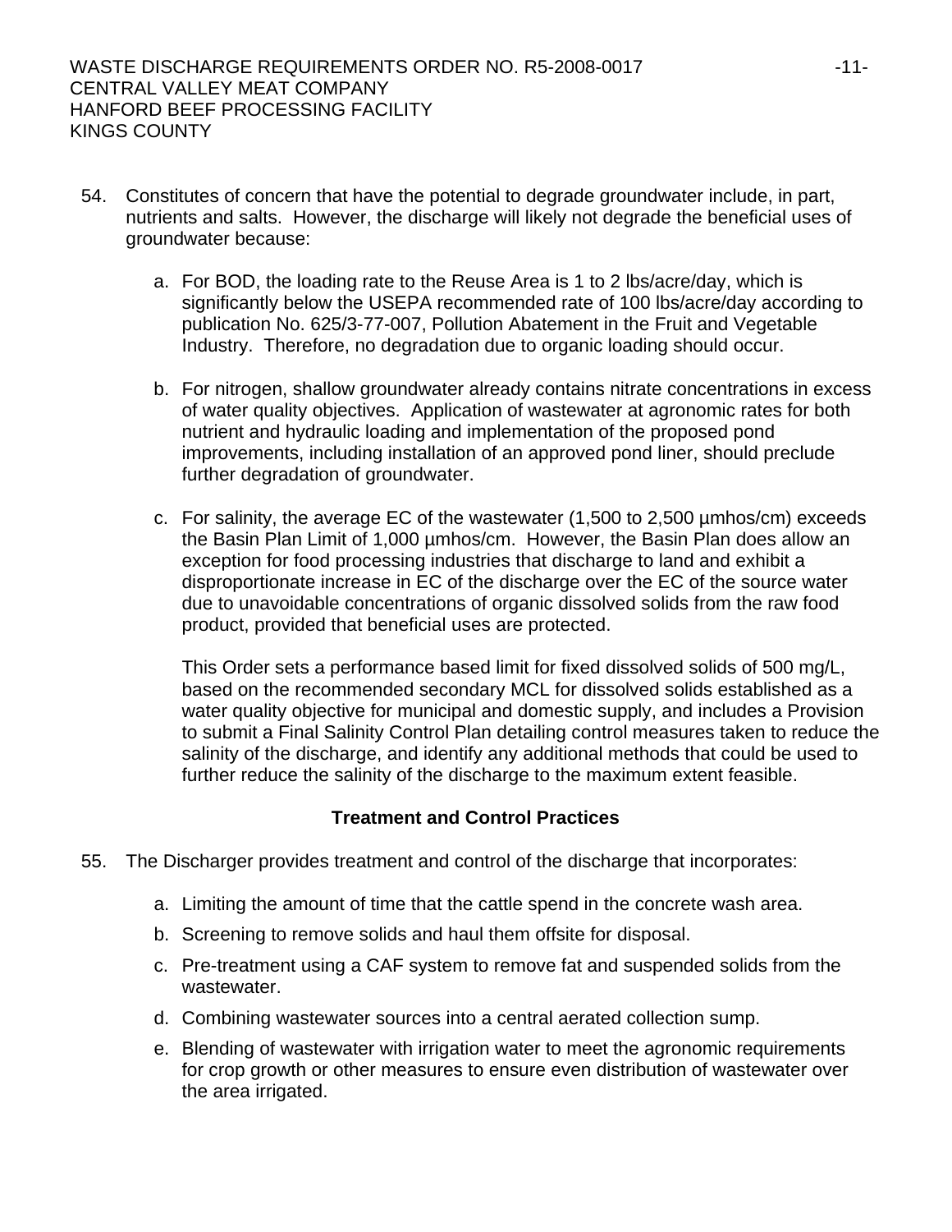54. Constitutes of concern that have the potential to degrade groundwater include, in part, nutrients and salts. However, the discharge will likely not degrade the beneficial uses of groundwater because:

    a. For BOD, the loading rate to the Reuse Area is 1 to 2 lbs/acre/day, which is significantly below the USEPA recommended rate of 100 lbs/acre/day according to publication No. 625/3-77-007, Pollution Abatement in the Fruit and Vegetable Industry. Therefore, no degradation due to organic loading should occur.

    b. For nitrogen, shallow groundwater already contains nitrate concentrations in excess of water quality objectives. Application of wastewater at agronomic rates for both nutrient and hydraulic loading and implementation of the proposed pond improvements, including installation of an approved pond liner, should preclude further degradation of groundwater.

    c. For salinity, the average EC of the wastewater (1,500 to 2,500 µmhos/cm) exceeds the Basin Plan Limit of 1,000 µmhos/cm. However, the Basin Plan does allow an exception for food processing industries that discharge to land and exhibit a disproportionate increase in EC of the discharge over the EC of the source water due to unavoidable concentrations of organic dissolved solids from the raw food product, provided that beneficial uses are protected.

       This Order sets a performance based limit for fixed dissolved solids of 500 mg/L, based on the recommended secondary MCL for dissolved solids established as a water quality objective for municipal and domestic supply, and includes a Provision to submit a Final Salinity Control Plan detailing control measures taken to reduce the salinity of the discharge, and identify any additional methods that could be used to further reduce the salinity of the discharge to the maximum extent feasible.

## Treatment and Control Practices

55. The Discharger provides treatment and control of the discharge that incorporates:

    a. Limiting the amount of time that the cattle spend in the concrete wash area.

    b. Screening to remove solids and haul them offsite for disposal.

    c. Pre-treatment using a CAF system to remove fat and suspended solids from the wastewater.

    d. Combining wastewater sources into a central aerated collection sump.

    e. Blending of wastewater with irrigation water to meet the agronomic requirements for crop growth or other measures to ensure even distribution of wastewater over the area irrigated.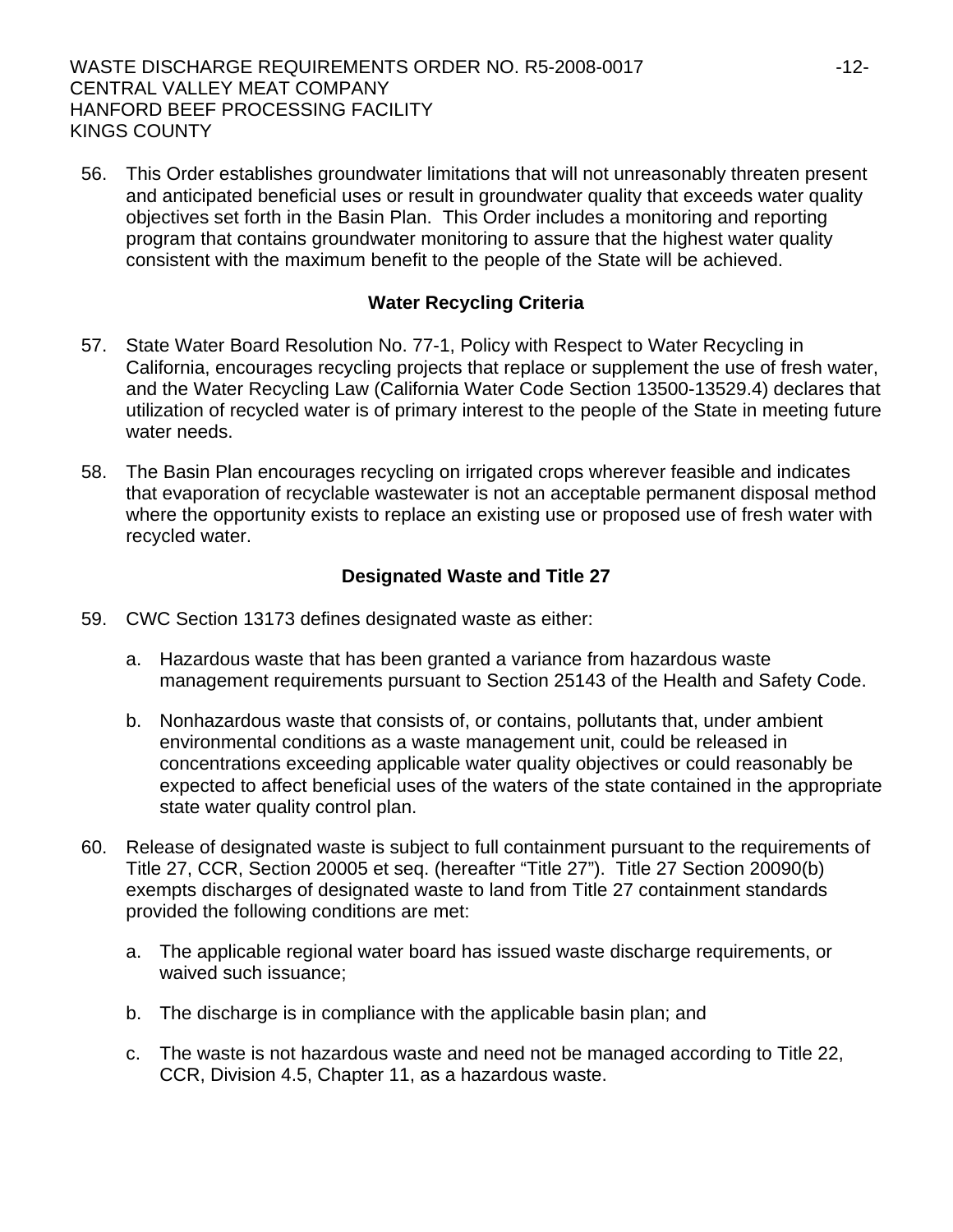56. This Order establishes groundwater limitations that will not unreasonably threaten present and anticipated beneficial uses or result in groundwater quality that exceeds water quality objectives set forth in the Basin Plan. This Order includes a monitoring and reporting program that contains groundwater monitoring to assure that the highest water quality consistent with the maximum benefit to the people of the State will be achieved.

**Water Recycling Criteria**

57. State Water Board Resolution No. 77-1, Policy with Respect to Water Recycling in California, encourages recycling projects that replace or supplement the use of fresh water, and the Water Recycling Law (California Water Code Section 13500-13529.4) declares that utilization of recycled water is of primary interest to the people of the State in meeting future water needs.

58. The Basin Plan encourages recycling on irrigated crops wherever feasible and indicates that evaporation of recyclable wastewater is not an acceptable permanent disposal method where the opportunity exists to replace an existing use or proposed use of fresh water with recycled water.

**Designated Waste and Title 27**

59. CWC Section 13173 defines designated waste as either:

    a. Hazardous waste that has been granted a variance from hazardous waste management requirements pursuant to Section 25143 of the Health and Safety Code.

    b. Nonhazardous waste that consists of, or contains, pollutants that, under ambient environmental conditions as a waste management unit, could be released in concentrations exceeding applicable water quality objectives or could reasonably be expected to affect beneficial uses of the waters of the state contained in the appropriate state water quality control plan.

60. Release of designated waste is subject to full containment pursuant to the requirements of Title 27, CCR, Section 20005 et seq. (hereafter "Title 27"). Title 27 Section 20090(b) exempts discharges of designated waste to land from Title 27 containment standards provided the following conditions are met:

    a. The applicable regional water board has issued waste discharge requirements, or waived such issuance;

    b. The discharge is in compliance with the applicable basin plan; and

    c. The waste is not hazardous waste and need not be managed according to Title 22, CCR, Division 4.5, Chapter 11, as a hazardous waste.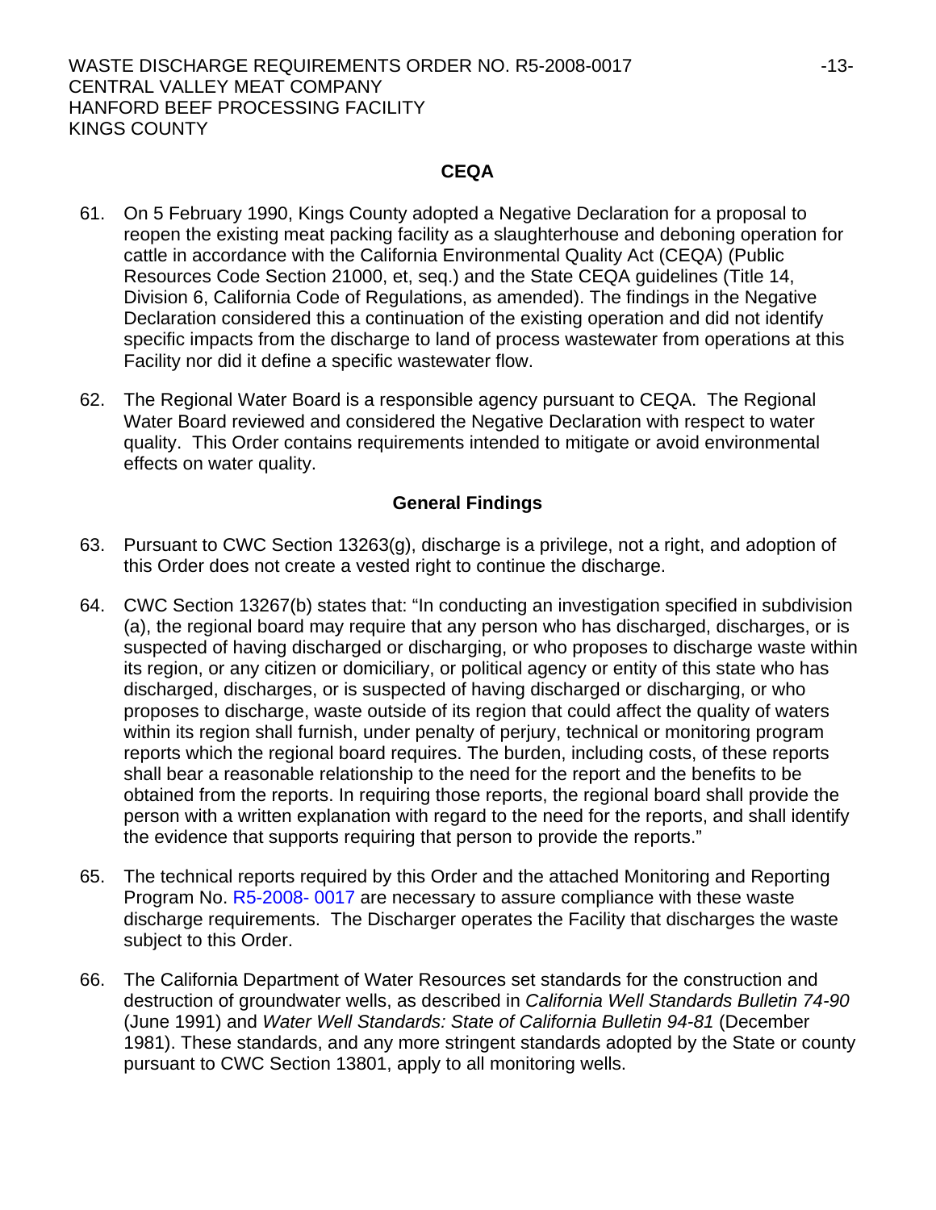## CEQA

61. On 5 February 1990, Kings County adopted a Negative Declaration for a proposal to reopen the existing meat packing facility as a slaughterhouse and deboning operation for cattle in accordance with the California Environmental Quality Act (CEQA) (Public Resources Code Section 21000, et, seq.) and the State CEQA guidelines (Title 14, Division 6, California Code of Regulations, as amended). The findings in the Negative Declaration considered this a continuation of the existing operation and did not identify specific impacts from the discharge to land of process wastewater from operations at this Facility nor did it define a specific wastewater flow.

62. The Regional Water Board is a responsible agency pursuant to CEQA. The Regional Water Board reviewed and considered the Negative Declaration with respect to water quality. This Order contains requirements intended to mitigate or avoid environmental effects on water quality.

## General Findings

63. Pursuant to CWC Section 13263(g), discharge is a privilege, not a right, and adoption of this Order does not create a vested right to continue the discharge.

64. CWC Section 13267(b) states that: "In conducting an investigation specified in subdivision (a), the regional board may require that any person who has discharged, discharges, or is suspected of having discharged or discharging, or who proposes to discharge waste within its region, or any citizen or domiciliary, or political agency or entity of this state who has discharged, discharges, or is suspected of having discharged or discharging, or who proposes to discharge, waste outside of its region that could affect the quality of waters within its region shall furnish, under penalty of perjury, technical or monitoring program reports which the regional board requires. The burden, including costs, of these reports shall bear a reasonable relationship to the need for the report and the benefits to be obtained from the reports. In requiring those reports, the regional board shall provide the person with a written explanation with regard to the need for the reports, and shall identify the evidence that supports requiring that person to provide the reports."

65. The technical reports required by this Order and the attached Monitoring and Reporting Program No. R5-2008- 0017 are necessary to assure compliance with these waste discharge requirements. The Discharger operates the Facility that discharges the waste subject to this Order.

66. The California Department of Water Resources set standards for the construction and destruction of groundwater wells, as described in *California Well Standards Bulletin 74-90* (June 1991) and *Water Well Standards: State of California Bulletin 94-81* (December 1981). These standards, and any more stringent standards adopted by the State or county pursuant to CWC Section 13801, apply to all monitoring wells.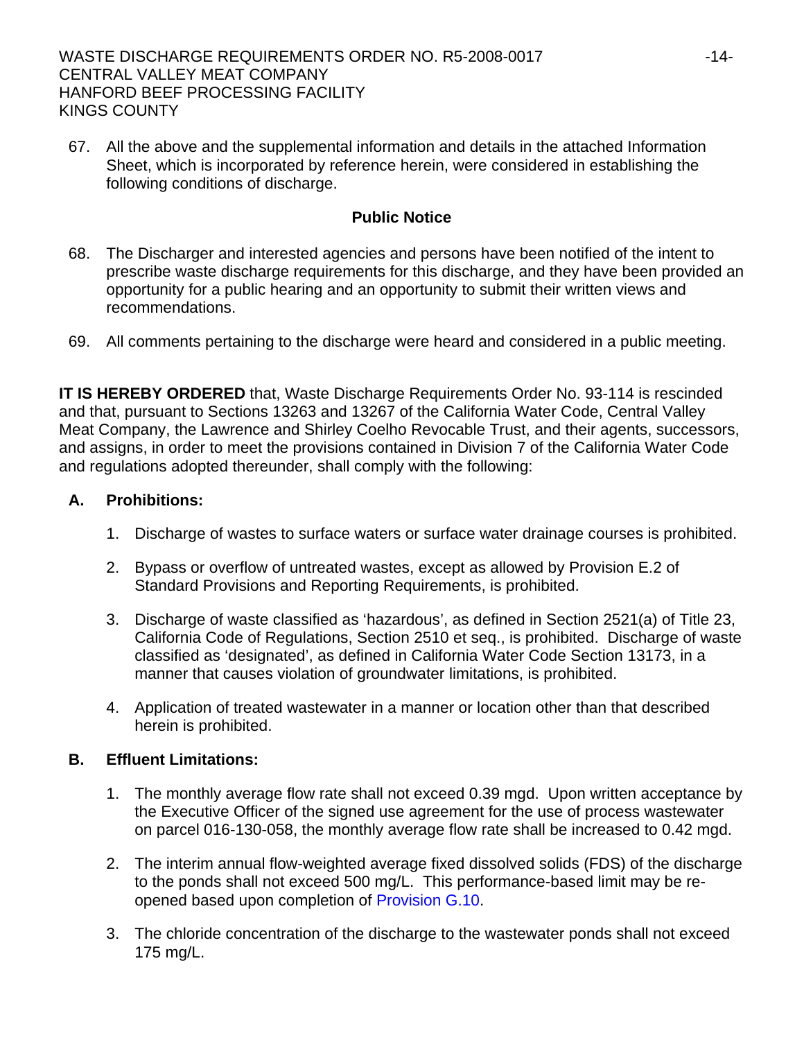67. All the above and the supplemental information and details in the attached Information Sheet, which is incorporated by reference herein, were considered in establishing the following conditions of discharge.

**Public Notice**

68. The Discharger and interested agencies and persons have been notified of the intent to prescribe waste discharge requirements for this discharge, and they have been provided an opportunity for a public hearing and an opportunity to submit their written views and recommendations.

69. All comments pertaining to the discharge were heard and considered in a public meeting.

**IT IS HEREBY ORDERED** that, Waste Discharge Requirements Order No. 93-114 is rescinded and that, pursuant to Sections 13263 and 13267 of the California Water Code, Central Valley Meat Company, the Lawrence and Shirley Coelho Revocable Trust, and their agents, successors, and assigns, in order to meet the provisions contained in Division 7 of the California Water Code and regulations adopted thereunder, shall comply with the following:

**A. Prohibitions:**

1. Discharge of wastes to surface waters or surface water drainage courses is prohibited.

2. Bypass or overflow of untreated wastes, except as allowed by Provision E.2 of Standard Provisions and Reporting Requirements, is prohibited.

3. Discharge of waste classified as 'hazardous', as defined in Section 2521(a) of Title 23, California Code of Regulations, Section 2510 et seq., is prohibited. Discharge of waste classified as 'designated', as defined in California Water Code Section 13173, in a manner that causes violation of groundwater limitations, is prohibited.

4. Application of treated wastewater in a manner or location other than that described herein is prohibited.

**B. Effluent Limitations:**

1. The monthly average flow rate shall not exceed 0.39 mgd. Upon written acceptance by the Executive Officer of the signed use agreement for the use of process wastewater on parcel 016-130-058, the monthly average flow rate shall be increased to 0.42 mgd.

2. The interim annual flow-weighted average fixed dissolved solids (FDS) of the discharge to the ponds shall not exceed 500 mg/L. This performance-based limit may be re-opened based upon completion of Provision G.10.

3. The chloride concentration of the discharge to the wastewater ponds shall not exceed 175 mg/L.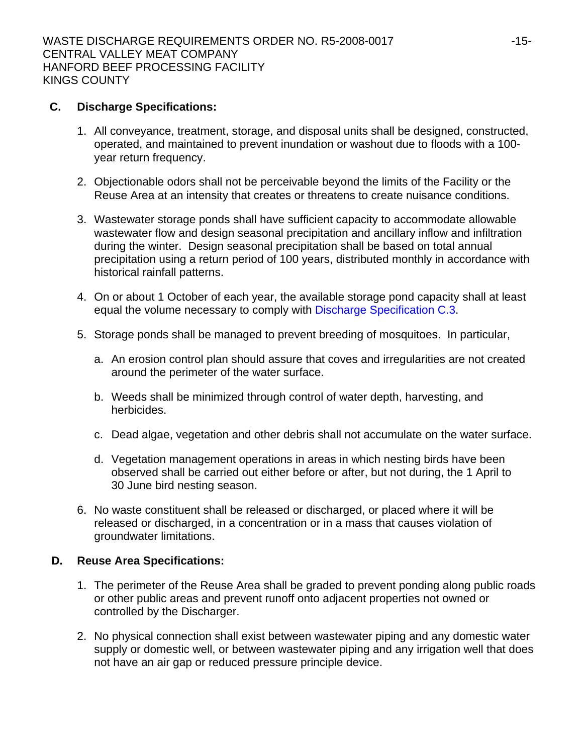**C. Discharge Specifications:**

1. All conveyance, treatment, storage, and disposal units shall be designed, constructed, operated, and maintained to prevent inundation or washout due to floods with a 100-year return frequency.

2. Objectionable odors shall not be perceivable beyond the limits of the Facility or the Reuse Area at an intensity that creates or threatens to create nuisance conditions.

3. Wastewater storage ponds shall have sufficient capacity to accommodate allowable wastewater flow and design seasonal precipitation and ancillary inflow and infiltration during the winter. Design seasonal precipitation shall be based on total annual precipitation using a return period of 100 years, distributed monthly in accordance with historical rainfall patterns.

4. On or about 1 October of each year, the available storage pond capacity shall at least equal the volume necessary to comply with Discharge Specification C.3.

5. Storage ponds shall be managed to prevent breeding of mosquitoes. In particular,

   a. An erosion control plan should assure that coves and irregularities are not created around the perimeter of the water surface.

   b. Weeds shall be minimized through control of water depth, harvesting, and herbicides.

   c. Dead algae, vegetation and other debris shall not accumulate on the water surface.

   d. Vegetation management operations in areas in which nesting birds have been observed shall be carried out either before or after, but not during, the 1 April to 30 June bird nesting season.

6. No waste constituent shall be released or discharged, or placed where it will be released or discharged, in a concentration or in a mass that causes violation of groundwater limitations.

**D. Reuse Area Specifications:**

1. The perimeter of the Reuse Area shall be graded to prevent ponding along public roads or other public areas and prevent runoff onto adjacent properties not owned or controlled by the Discharger.

2. No physical connection shall exist between wastewater piping and any domestic water supply or domestic well, or between wastewater piping and any irrigation well that does not have an air gap or reduced pressure principle device.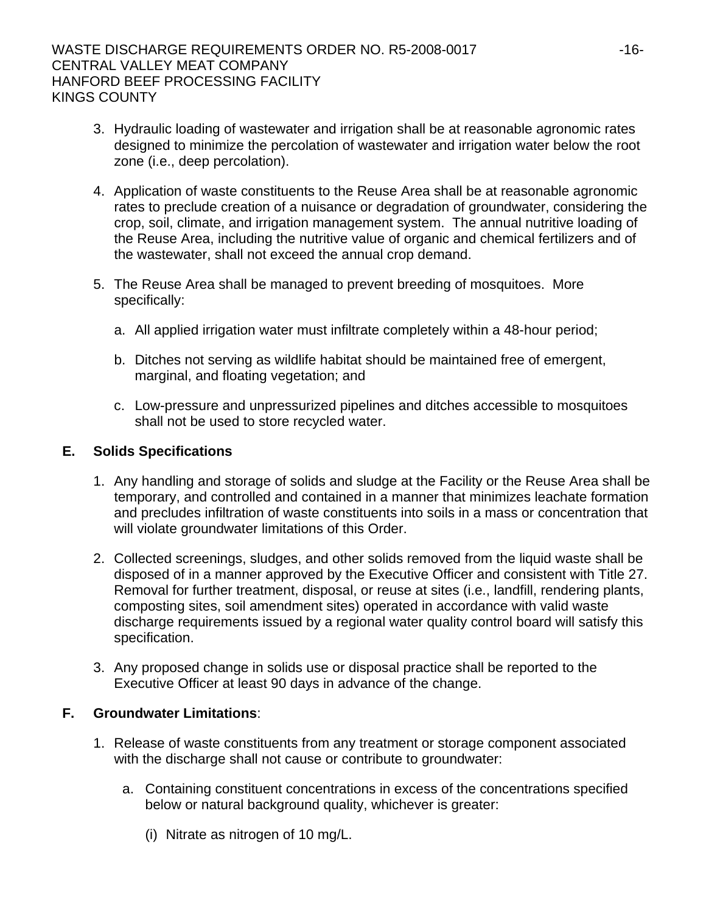3. Hydraulic loading of wastewater and irrigation shall be at reasonable agronomic rates designed to minimize the percolation of wastewater and irrigation water below the root zone (i.e., deep percolation).

4. Application of waste constituents to the Reuse Area shall be at reasonable agronomic rates to preclude creation of a nuisance or degradation of groundwater, considering the crop, soil, climate, and irrigation management system. The annual nutritive loading of the Reuse Area, including the nutritive value of organic and chemical fertilizers and of the wastewater, shall not exceed the annual crop demand.

5. The Reuse Area shall be managed to prevent breeding of mosquitoes. More specifically:

   a. All applied irrigation water must infiltrate completely within a 48-hour period;

   b. Ditches not serving as wildlife habitat should be maintained free of emergent, marginal, and floating vegetation; and

   c. Low-pressure and unpressurized pipelines and ditches accessible to mosquitoes shall not be used to store recycled water.

## E. Solids Specifications

1. Any handling and storage of solids and sludge at the Facility or the Reuse Area shall be temporary, and controlled and contained in a manner that minimizes leachate formation and precludes infiltration of waste constituents into soils in a mass or concentration that will violate groundwater limitations of this Order.

2. Collected screenings, sludges, and other solids removed from the liquid waste shall be disposed of in a manner approved by the Executive Officer and consistent with Title 27. Removal for further treatment, disposal, or reuse at sites (i.e., landfill, rendering plants, composting sites, soil amendment sites) operated in accordance with valid waste discharge requirements issued by a regional water quality control board will satisfy this specification.

3. Any proposed change in solids use or disposal practice shall be reported to the Executive Officer at least 90 days in advance of the change.

## F. Groundwater Limitations:

1. Release of waste constituents from any treatment or storage component associated with the discharge shall not cause or contribute to groundwater:

   a. Containing constituent concentrations in excess of the concentrations specified below or natural background quality, whichever is greater:

      (i) Nitrate as nitrogen of 10 mg/L.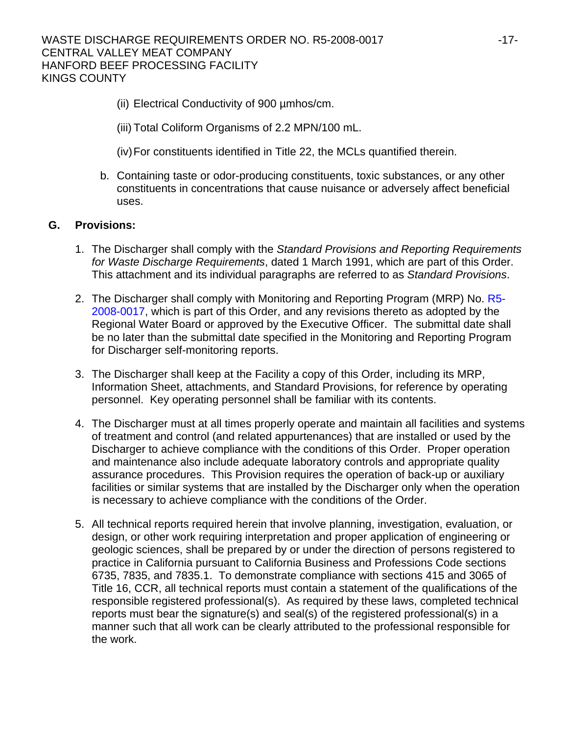(ii) Electrical Conductivity of 900 µmhos/cm.

(iii) Total Coliform Organisms of 2.2 MPN/100 mL.

(iv) For constituents identified in Title 22, the MCLs quantified therein.

b. Containing taste or odor-producing constituents, toxic substances, or any other constituents in concentrations that cause nuisance or adversely affect beneficial uses.

## G. Provisions:

1. The Discharger shall comply with the *Standard Provisions and Reporting Requirements for Waste Discharge Requirements*, dated 1 March 1991, which are part of this Order. This attachment and its individual paragraphs are referred to as *Standard Provisions*.

2. The Discharger shall comply with Monitoring and Reporting Program (MRP) No. R5-2008-0017, which is part of this Order, and any revisions thereto as adopted by the Regional Water Board or approved by the Executive Officer. The submittal date shall be no later than the submittal date specified in the Monitoring and Reporting Program for Discharger self-monitoring reports.

3. The Discharger shall keep at the Facility a copy of this Order, including its MRP, Information Sheet, attachments, and Standard Provisions, for reference by operating personnel. Key operating personnel shall be familiar with its contents.

4. The Discharger must at all times properly operate and maintain all facilities and systems of treatment and control (and related appurtenances) that are installed or used by the Discharger to achieve compliance with the conditions of this Order. Proper operation and maintenance also include adequate laboratory controls and appropriate quality assurance procedures. This Provision requires the operation of back-up or auxiliary facilities or similar systems that are installed by the Discharger only when the operation is necessary to achieve compliance with the conditions of the Order.

5. All technical reports required herein that involve planning, investigation, evaluation, or design, or other work requiring interpretation and proper application of engineering or geologic sciences, shall be prepared by or under the direction of persons registered to practice in California pursuant to California Business and Professions Code sections 6735, 7835, and 7835.1. To demonstrate compliance with sections 415 and 3065 of Title 16, CCR, all technical reports must contain a statement of the qualifications of the responsible registered professional(s). As required by these laws, completed technical reports must bear the signature(s) and seal(s) of the registered professional(s) in a manner such that all work can be clearly attributed to the professional responsible for the work.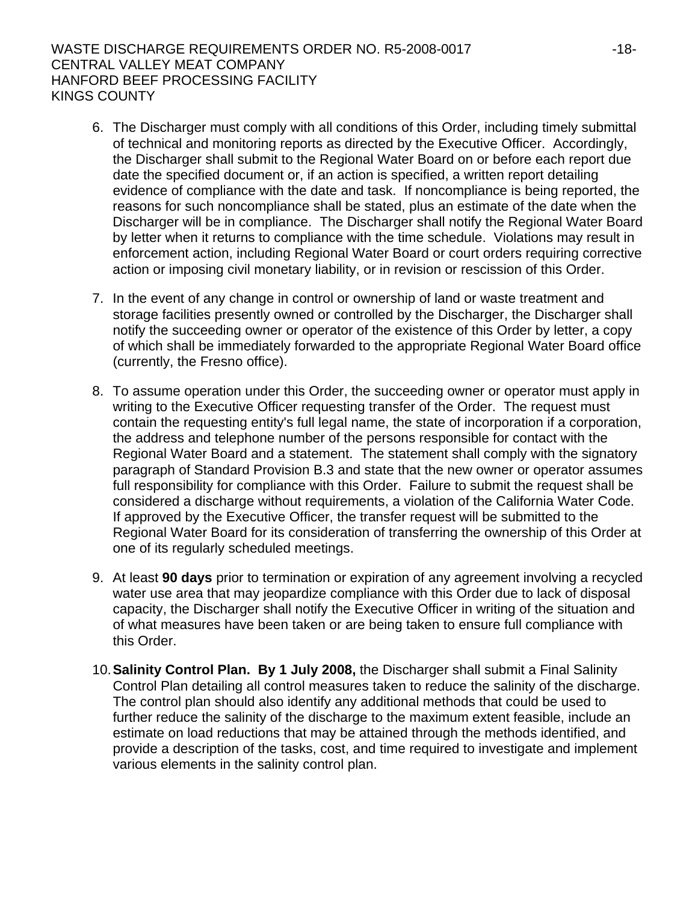6. The Discharger must comply with all conditions of this Order, including timely submittal of technical and monitoring reports as directed by the Executive Officer. Accordingly, the Discharger shall submit to the Regional Water Board on or before each report due date the specified document or, if an action is specified, a written report detailing evidence of compliance with the date and task. If noncompliance is being reported, the reasons for such noncompliance shall be stated, plus an estimate of the date when the Discharger will be in compliance. The Discharger shall notify the Regional Water Board by letter when it returns to compliance with the time schedule. Violations may result in enforcement action, including Regional Water Board or court orders requiring corrective action or imposing civil monetary liability, or in revision or rescission of this Order.

7. In the event of any change in control or ownership of land or waste treatment and storage facilities presently owned or controlled by the Discharger, the Discharger shall notify the succeeding owner or operator of the existence of this Order by letter, a copy of which shall be immediately forwarded to the appropriate Regional Water Board office (currently, the Fresno office).

8. To assume operation under this Order, the succeeding owner or operator must apply in writing to the Executive Officer requesting transfer of the Order. The request must contain the requesting entity's full legal name, the state of incorporation if a corporation, the address and telephone number of the persons responsible for contact with the Regional Water Board and a statement. The statement shall comply with the signatory paragraph of Standard Provision B.3 and state that the new owner or operator assumes full responsibility for compliance with this Order. Failure to submit the request shall be considered a discharge without requirements, a violation of the California Water Code. If approved by the Executive Officer, the transfer request will be submitted to the Regional Water Board for its consideration of transferring the ownership of this Order at one of its regularly scheduled meetings.

9. At least **90 days** prior to termination or expiration of any agreement involving a recycled water use area that may jeopardize compliance with this Order due to lack of disposal capacity, the Discharger shall notify the Executive Officer in writing of the situation and of what measures have been taken or are being taken to ensure full compliance with this Order.

10. **Salinity Control Plan. By 1 July 2008,** the Discharger shall submit a Final Salinity Control Plan detailing all control measures taken to reduce the salinity of the discharge. The control plan should also identify any additional methods that could be used to further reduce the salinity of the discharge to the maximum extent feasible, include an estimate on load reductions that may be attained through the methods identified, and provide a description of the tasks, cost, and time required to investigate and implement various elements in the salinity control plan.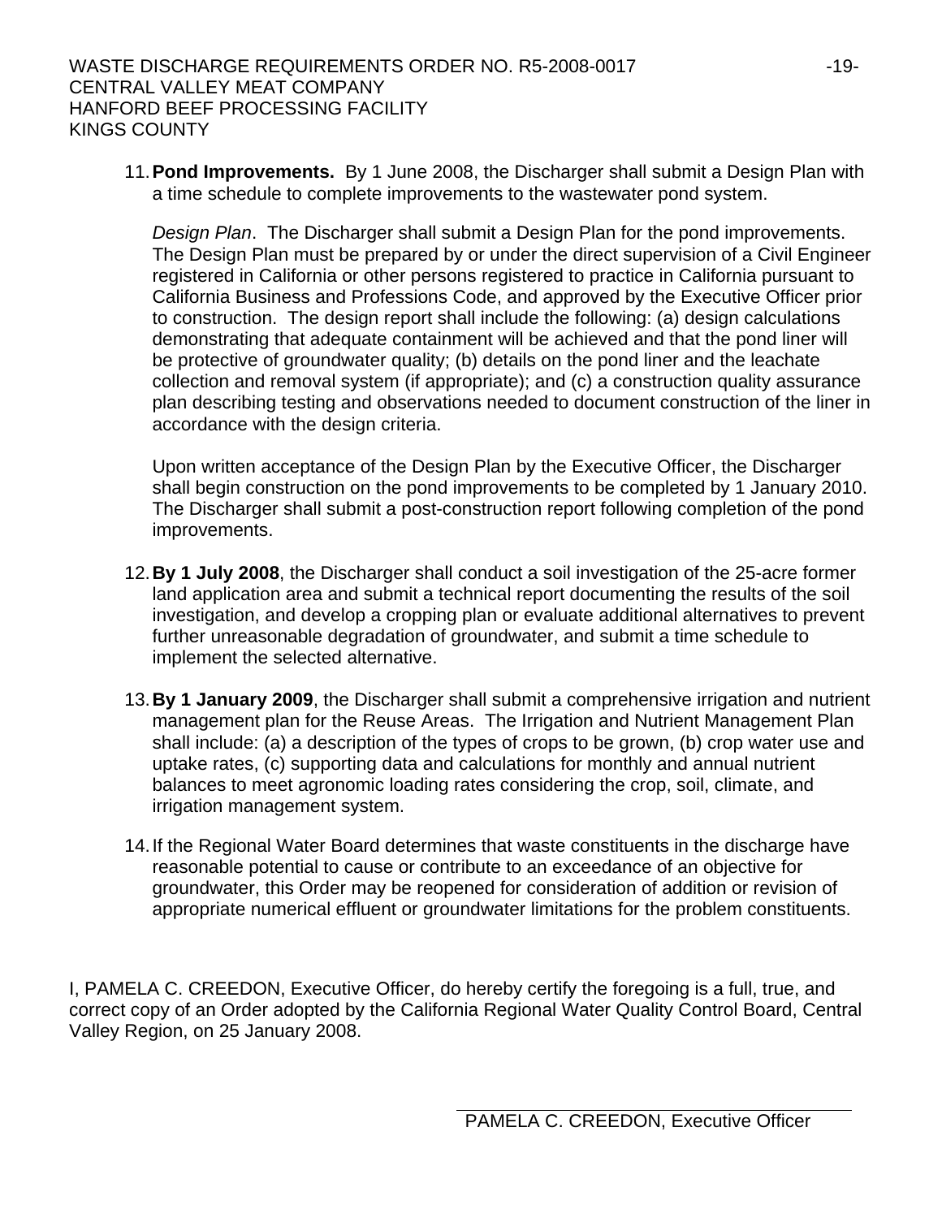11. **Pond Improvements.** By 1 June 2008, the Discharger shall submit a Design Plan with a time schedule to complete improvements to the wastewater pond system.

    *Design Plan*. The Discharger shall submit a Design Plan for the pond improvements. The Design Plan must be prepared by or under the direct supervision of a Civil Engineer registered in California or other persons registered to practice in California pursuant to California Business and Professions Code, and approved by the Executive Officer prior to construction. The design report shall include the following: (a) design calculations demonstrating that adequate containment will be achieved and that the pond liner will be protective of groundwater quality; (b) details on the pond liner and the leachate collection and removal system (if appropriate); and (c) a construction quality assurance plan describing testing and observations needed to document construction of the liner in accordance with the design criteria.

    Upon written acceptance of the Design Plan by the Executive Officer, the Discharger shall begin construction on the pond improvements to be completed by 1 January 2010. The Discharger shall submit a post-construction report following completion of the pond improvements.

12. **By 1 July 2008**, the Discharger shall conduct a soil investigation of the 25-acre former land application area and submit a technical report documenting the results of the soil investigation, and develop a cropping plan or evaluate additional alternatives to prevent further unreasonable degradation of groundwater, and submit a time schedule to implement the selected alternative.

13. **By 1 January 2009**, the Discharger shall submit a comprehensive irrigation and nutrient management plan for the Reuse Areas. The Irrigation and Nutrient Management Plan shall include: (a) a description of the types of crops to be grown, (b) crop water use and uptake rates, (c) supporting data and calculations for monthly and annual nutrient balances to meet agronomic loading rates considering the crop, soil, climate, and irrigation management system.

14. If the Regional Water Board determines that waste constituents in the discharge have reasonable potential to cause or contribute to an exceedance of an objective for groundwater, this Order may be reopened for consideration of addition or revision of appropriate numerical effluent or groundwater limitations for the problem constituents.

I, PAMELA C. CREEDON, Executive Officer, do hereby certify the foregoing is a full, true, and correct copy of an Order adopted by the California Regional Water Quality Control Board, Central Valley Region, on 25 January 2008.

PAMELA C. CREEDON, Executive Officer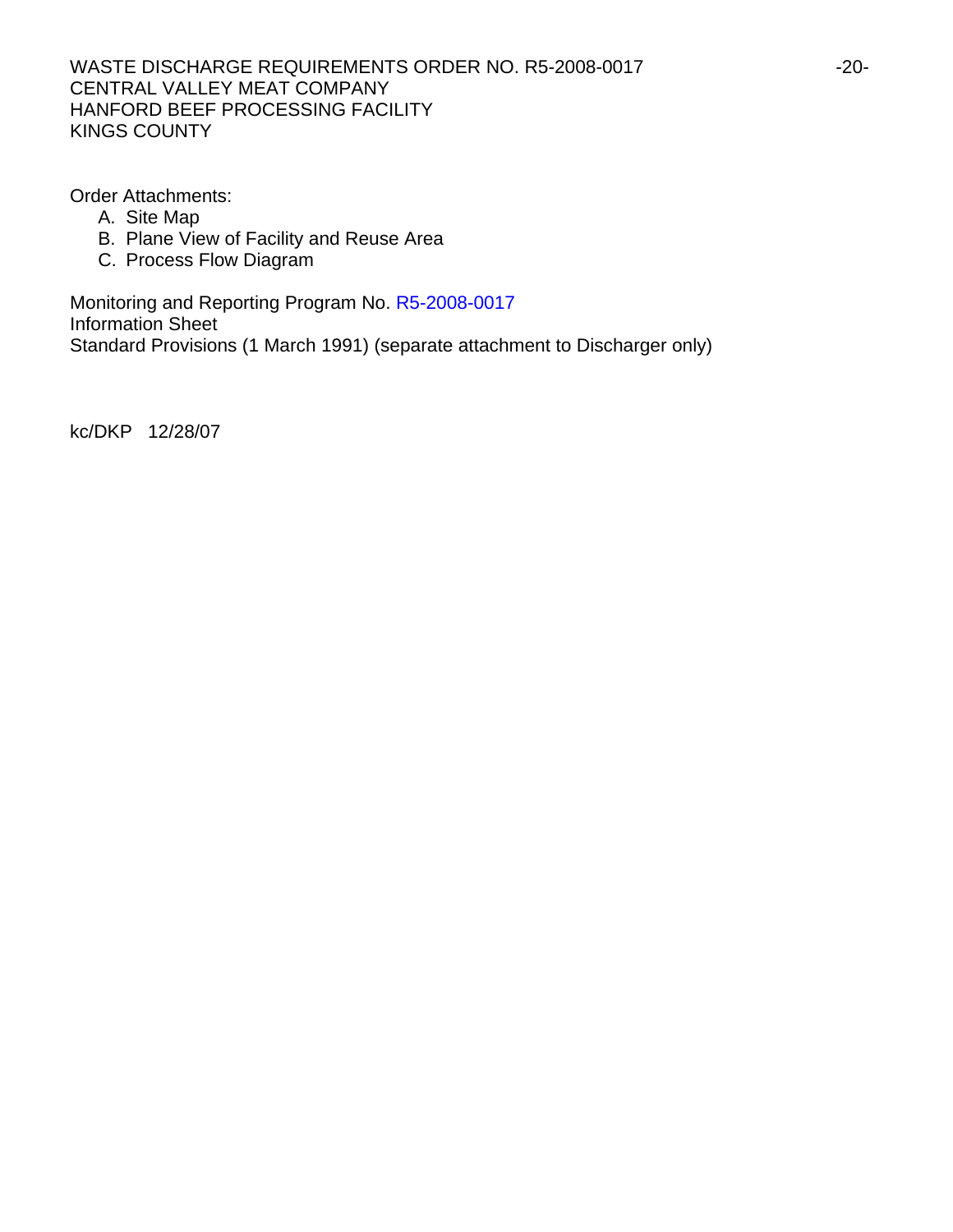Order Attachments:

A. Site Map
B. Plane View of Facility and Reuse Area
C. Process Flow Diagram

Monitoring and Reporting Program No. R5-2008-0017
Information Sheet
Standard Provisions (1 March 1991) (separate attachment to Discharger only)

kc/DKP 12/28/07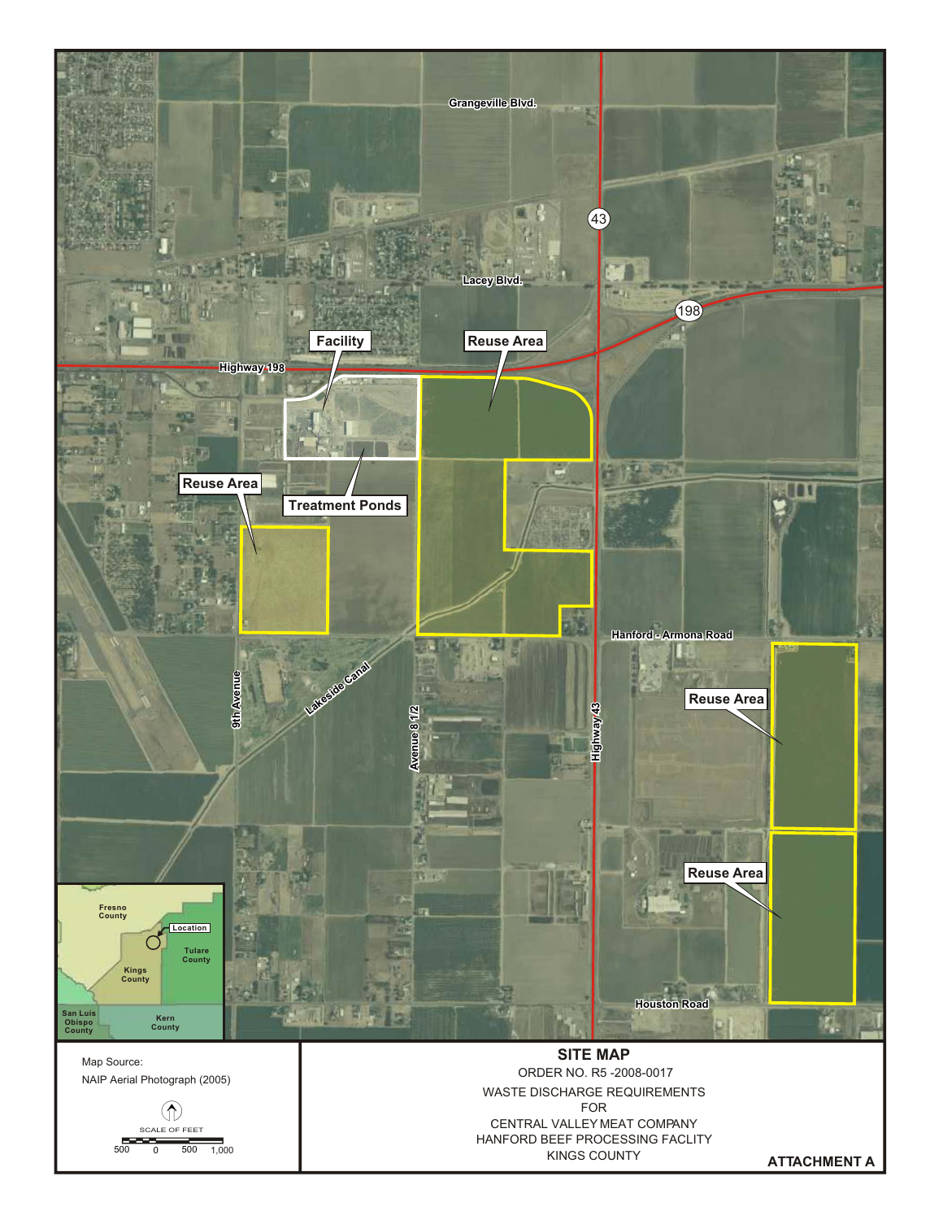Grangeville Blvd.

43

Lacey Blvd.

198

Facility

Reuse Area

Highway 198

Reuse Area

Treatment Ponds

Hanford - Armona Road

Reuse Area

9th Avenue

Lakeside Canal

Avenue 8 1/2

Highway 43

Reuse Area

Houston Road

Fresno County

Location

Tulare County

Kings County

San Luis Obispo County

Kern County

Map Source:

NAIP Aerial Photograph (2005)

SCALE OF FEET

500 0 500 1,000

## SITE MAP

ORDER NO. R5 -2008-0017

WASTE DISCHARGE REQUIREMENTS

FOR

CENTRAL VALLEY MEAT COMPANY

HANFORD BEEF PROCESSING FACLITY

KINGS COUNTY

**ATTACHMENT A**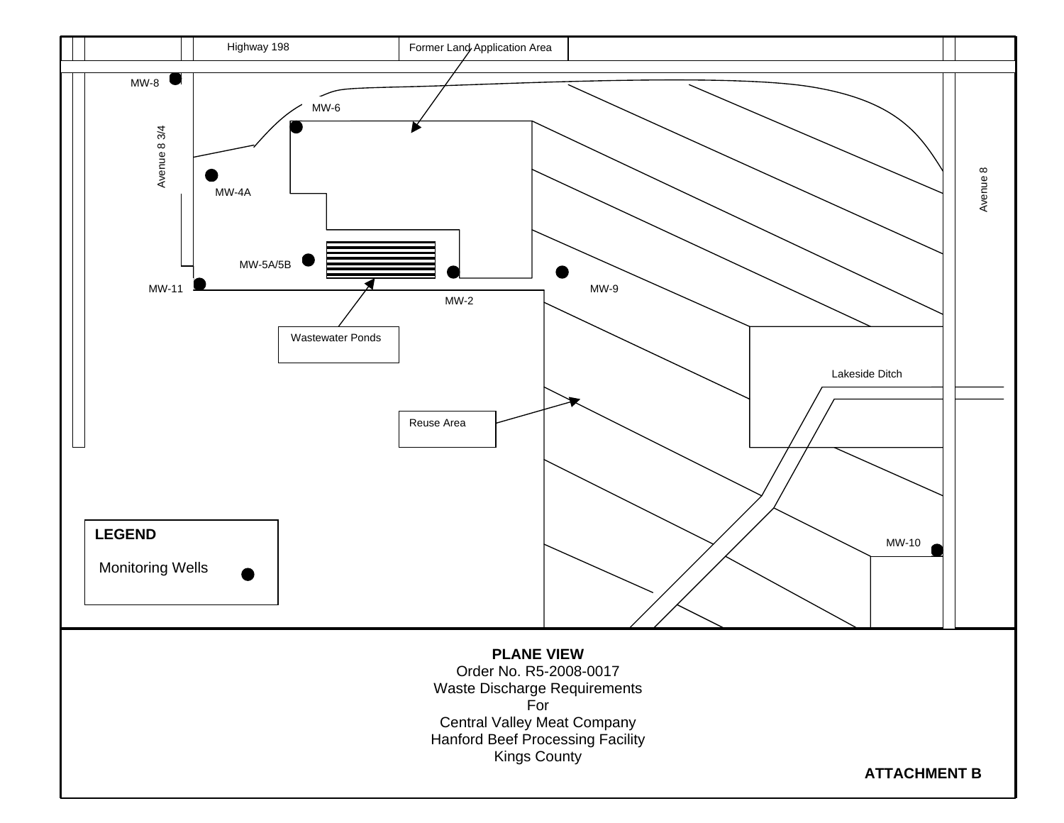Highway 198

Former Land Application Area

MW-8

MW-6

Avenue 8 3/4

MW-4A

Avenue 8

MW-5A/5B

MW-11

MW-2

MW-9

Wastewater Ponds

Lakeside Ditch

Reuse Area

**LEGEND**

Monitoring Wells

MW-10

**PLANE VIEW**

Order No. R5-2008-0017

Waste Discharge Requirements

For

Central Valley Meat Company

Hanford Beef Processing Facility

Kings County

**ATTACHMENT B**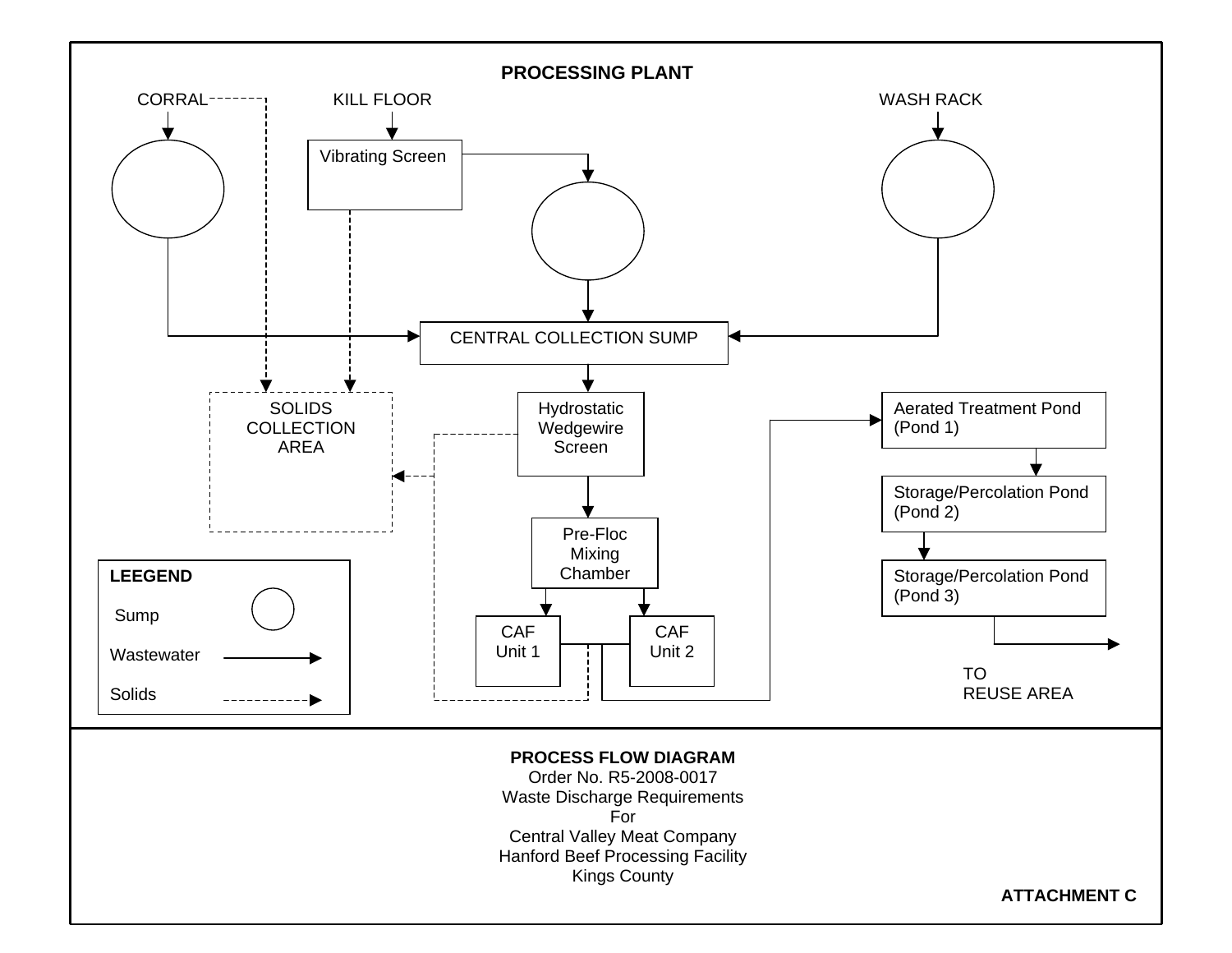**PROCESSING PLANT**

CORRAL

KILL FLOOR

WASH RACK

Vibrating Screen

CENTRAL COLLECTION SUMP

SOLIDS COLLECTION AREA

Hydrostatic Wedgewire Screen

Pre-Floc Mixing Chamber

CAF Unit 1

CAF Unit 2

Aerated Treatment Pond (Pond 1)

Storage/Percolation Pond (Pond 2)

Storage/Percolation Pond (Pond 3)

TO REUSE AREA

**LEEGEND**

Sump

Wastewater

Solids

**PROCESS FLOW DIAGRAM**
Order No. R5-2008-0017
Waste Discharge Requirements
For
Central Valley Meat Company
Hanford Beef Processing Facility
Kings County

**ATTACHMENT C**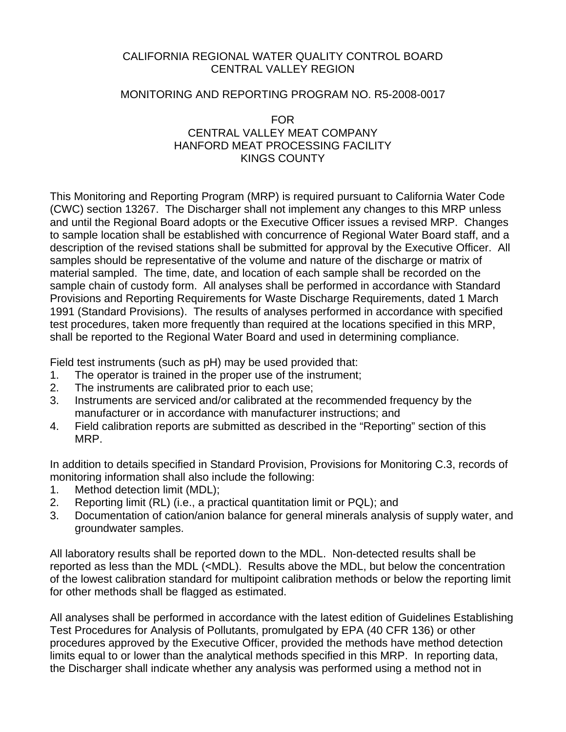CALIFORNIA REGIONAL WATER QUALITY CONTROL BOARD
CENTRAL VALLEY REGION

MONITORING AND REPORTING PROGRAM NO. R5-2008-0017

FOR
CENTRAL VALLEY MEAT COMPANY
HANFORD MEAT PROCESSING FACILITY
KINGS COUNTY

This Monitoring and Reporting Program (MRP) is required pursuant to California Water Code (CWC) section 13267. The Discharger shall not implement any changes to this MRP unless and until the Regional Board adopts or the Executive Officer issues a revised MRP. Changes to sample location shall be established with concurrence of Regional Water Board staff, and a description of the revised stations shall be submitted for approval by the Executive Officer. All samples should be representative of the volume and nature of the discharge or matrix of material sampled. The time, date, and location of each sample shall be recorded on the sample chain of custody form. All analyses shall be performed in accordance with Standard Provisions and Reporting Requirements for Waste Discharge Requirements, dated 1 March 1991 (Standard Provisions). The results of analyses performed in accordance with specified test procedures, taken more frequently than required at the locations specified in this MRP, shall be reported to the Regional Water Board and used in determining compliance.

Field test instruments (such as pH) may be used provided that:

1. The operator is trained in the proper use of the instrument;
2. The instruments are calibrated prior to each use;
3. Instruments are serviced and/or calibrated at the recommended frequency by the manufacturer or in accordance with manufacturer instructions; and
4. Field calibration reports are submitted as described in the "Reporting" section of this MRP.

In addition to details specified in Standard Provision, Provisions for Monitoring C.3, records of monitoring information shall also include the following:

1. Method detection limit (MDL);
2. Reporting limit (RL) (i.e., a practical quantitation limit or PQL); and
3. Documentation of cation/anion balance for general minerals analysis of supply water, and groundwater samples.

All laboratory results shall be reported down to the MDL. Non-detected results shall be reported as less than the MDL (<MDL). Results above the MDL, but below the concentration of the lowest calibration standard for multipoint calibration methods or below the reporting limit for other methods shall be flagged as estimated.

All analyses shall be performed in accordance with the latest edition of Guidelines Establishing Test Procedures for Analysis of Pollutants, promulgated by EPA (40 CFR 136) or other procedures approved by the Executive Officer, provided the methods have method detection limits equal to or lower than the analytical methods specified in this MRP. In reporting data, the Discharger shall indicate whether any analysis was performed using a method not in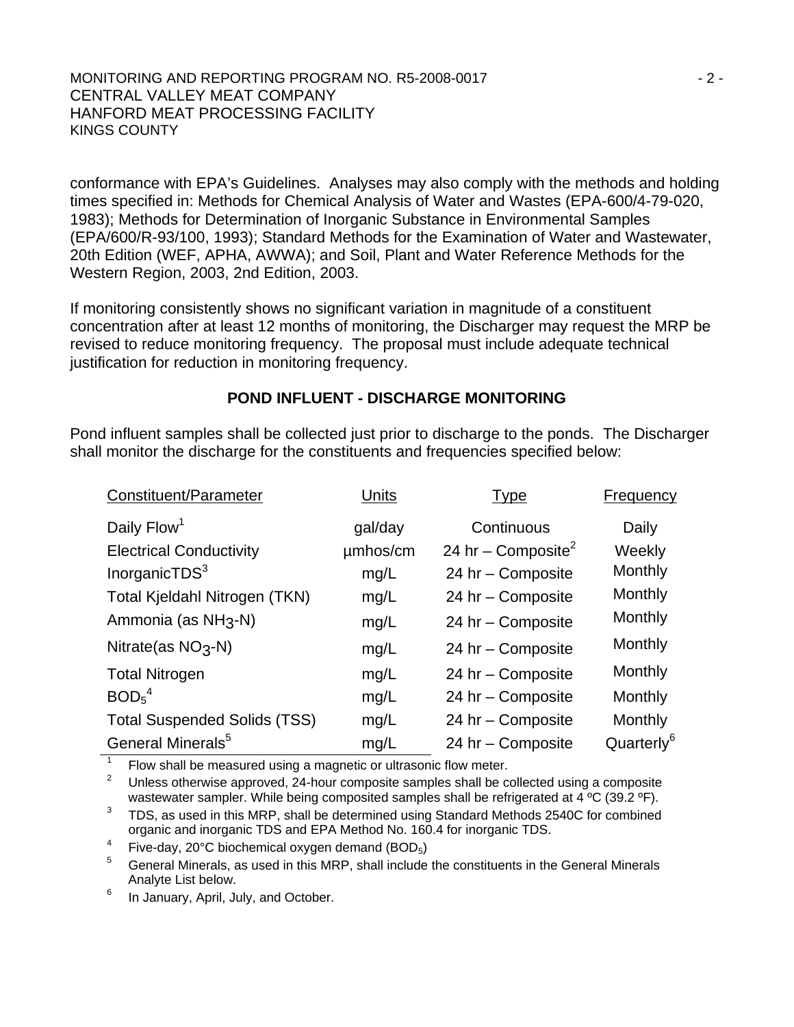conformance with EPA's Guidelines. Analyses may also comply with the methods and holding times specified in: Methods for Chemical Analysis of Water and Wastes (EPA-600/4-79-020, 1983); Methods for Determination of Inorganic Substance in Environmental Samples (EPA/600/R-93/100, 1993); Standard Methods for the Examination of Water and Wastewater, 20th Edition (WEF, APHA, AWWA); and Soil, Plant and Water Reference Methods for the Western Region, 2003, 2nd Edition, 2003.

If monitoring consistently shows no significant variation in magnitude of a constituent concentration after at least 12 months of monitoring, the Discharger may request the MRP be revised to reduce monitoring frequency. The proposal must include adequate technical justification for reduction in monitoring frequency.

## POND INFLUENT - DISCHARGE MONITORING

Pond influent samples shall be collected just prior to discharge to the ponds. The Discharger shall monitor the discharge for the constituents and frequencies specified below:

| Constituent/Parameter | Units | Type | Frequency |
|---|---|---|---|
| Daily Flow[1] | gal/day | Continuous | Daily |
| Electrical Conductivity | µmhos/cm | 24 hr – Composite[2] | Weekly |
| InorganicTDS[3] | mg/L | 24 hr – Composite | Monthly |
| Total Kjeldahl Nitrogen (TKN) | mg/L | 24 hr – Composite | Monthly |
| Ammonia (as $NH_3$-N) | mg/L | 24 hr – Composite | Monthly |
| Nitrate(as $NO_3$-N) | mg/L | 24 hr – Composite | Monthly |
| Total Nitrogen | mg/L | 24 hr – Composite | Monthly |
| $BOD_5$[4] | mg/L | 24 hr – Composite | Monthly |
| Total Suspended Solids (TSS) | mg/L | 24 hr – Composite | Monthly |
| General Minerals[5] | mg/L | 24 hr – Composite | Quarterly[6] |

[1] Flow shall be measured using a magnetic or ultrasonic flow meter.

[2] Unless otherwise approved, 24-hour composite samples shall be collected using a composite wastewater sampler. While being composited samples shall be refrigerated at 4 ºC (39.2 ºF).

[3] TDS, as used in this MRP, shall be determined using Standard Methods 2540C for combined organic and inorganic TDS and EPA Method No. 160.4 for inorganic TDS.

[4] Five-day, 20°C biochemical oxygen demand ($BOD_5$)

[5] General Minerals, as used in this MRP, shall include the constituents in the General Minerals Analyte List below.

[6] In January, April, July, and October.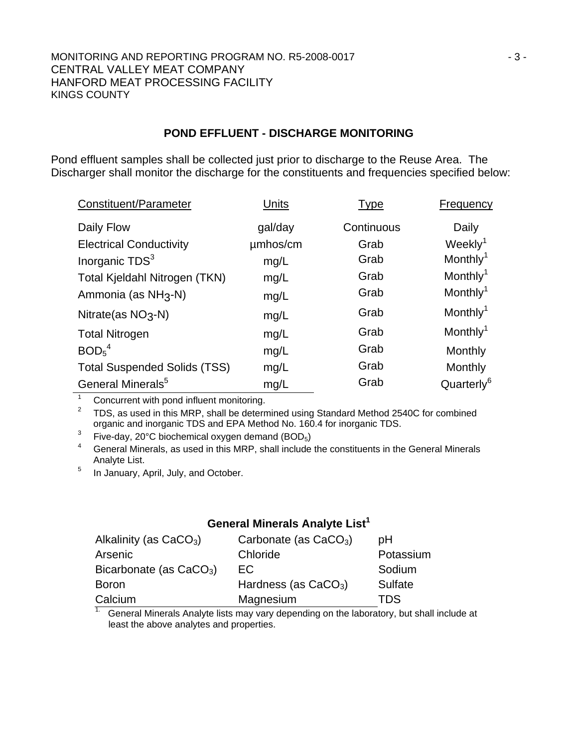## POND EFFLUENT - DISCHARGE MONITORING

Pond effluent samples shall be collected just prior to discharge to the Reuse Area. The Discharger shall monitor the discharge for the constituents and frequencies specified below:

| Constituent/Parameter | Units | Type | Frequency |
|---|---|---|---|
| Daily Flow | gal/day | Continuous | Daily |
| Electrical Conductivity | µmhos/cm | Grab | Weekly[1] |
| Inorganic TDS[3] | mg/L | Grab | Monthly[1] |
| Total Kjeldahl Nitrogen (TKN) | mg/L | Grab | Monthly[1] |
| Ammonia (as $NH_3$-N) | mg/L | Grab | Monthly[1] |
| Nitrate(as $NO_3$-N) | mg/L | Grab | Monthly[1] |
| Total Nitrogen | mg/L | Grab | Monthly[1] |
| $BOD_5$[4] | mg/L | Grab | Monthly |
| Total Suspended Solids (TSS) | mg/L | Grab | Monthly |
| General Minerals[5] | mg/L | Grab | Quarterly[6] |

[1] Concurrent with pond influent monitoring.

[2] TDS, as used in this MRP, shall be determined using Standard Method 2540C for combined organic and inorganic TDS and EPA Method No. 160.4 for inorganic TDS.

[3] Five-day, 20°C biochemical oxygen demand ($BOD_5$)

[4] General Minerals, as used in this MRP, shall include the constituents in the General Minerals Analyte List.

[5] In January, April, July, and October.

### General Minerals Analyte List[1]

| | | |
|---|---|---|
| Alkalinity (as $CaCO_3$) | Carbonate (as $CaCO_3$) | pH |
| Arsenic | Chloride | Potassium |
| Bicarbonate (as $CaCO_3$) | EC | Sodium |
| Boron | Hardness (as $CaCO_3$) | Sulfate |
| Calcium | Magnesium | TDS |

[1.] General Minerals Analyte lists may vary depending on the laboratory, but shall include at least the above analytes and properties.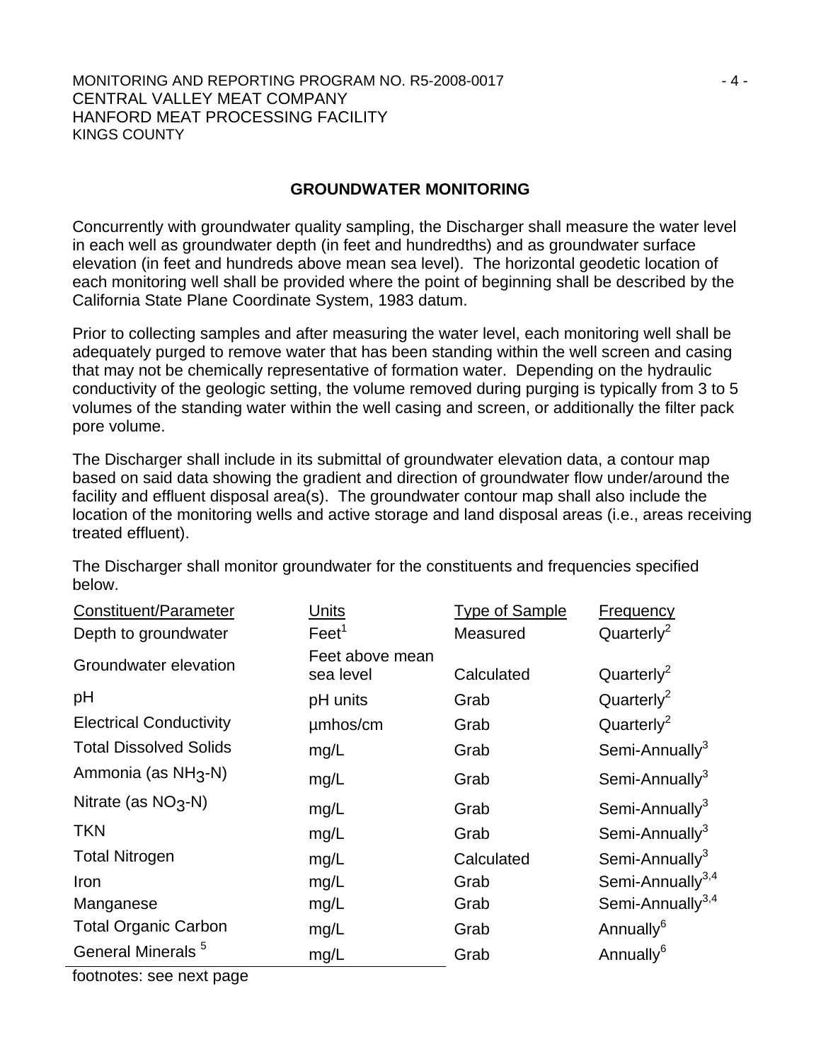## GROUNDWATER MONITORING

Concurrently with groundwater quality sampling, the Discharger shall measure the water level in each well as groundwater depth (in feet and hundredths) and as groundwater surface elevation (in feet and hundreds above mean sea level). The horizontal geodetic location of each monitoring well shall be provided where the point of beginning shall be described by the California State Plane Coordinate System, 1983 datum.

Prior to collecting samples and after measuring the water level, each monitoring well shall be adequately purged to remove water that has been standing within the well screen and casing that may not be chemically representative of formation water. Depending on the hydraulic conductivity of the geologic setting, the volume removed during purging is typically from 3 to 5 volumes of the standing water within the well casing and screen, or additionally the filter pack pore volume.

The Discharger shall include in its submittal of groundwater elevation data, a contour map based on said data showing the gradient and direction of groundwater flow under/around the facility and effluent disposal area(s). The groundwater contour map shall also include the location of the monitoring wells and active storage and land disposal areas (i.e., areas receiving treated effluent).

The Discharger shall monitor groundwater for the constituents and frequencies specified below.

| Constituent/Parameter | Units | Type of Sample | Frequency |
|---|---|---|---|
| Depth to groundwater | Feet[1] | Measured | Quarterly[2] |
| Groundwater elevation | Feet above mean sea level | Calculated | Quarterly[2] |
| pH | pH units | Grab | Quarterly[2] |
| Electrical Conductivity | µmhos/cm | Grab | Quarterly[2] |
| Total Dissolved Solids | mg/L | Grab | Semi-Annually[3] |
| Ammonia (as $NH_3$-N) | mg/L | Grab | Semi-Annually[3] |
| Nitrate (as $NO_3$-N) | mg/L | Grab | Semi-Annually[3] |
| TKN | mg/L | Grab | Semi-Annually[3] |
| Total Nitrogen | mg/L | Calculated | Semi-Annually[3] |
| Iron | mg/L | Grab | Semi-Annually[3,4] |
| Manganese | mg/L | Grab | Semi-Annually[3,4] |
| Total Organic Carbon | mg/L | Grab | Annually[6] |
| General Minerals [5] | mg/L | Grab | Annually[6] |

footnotes: see next page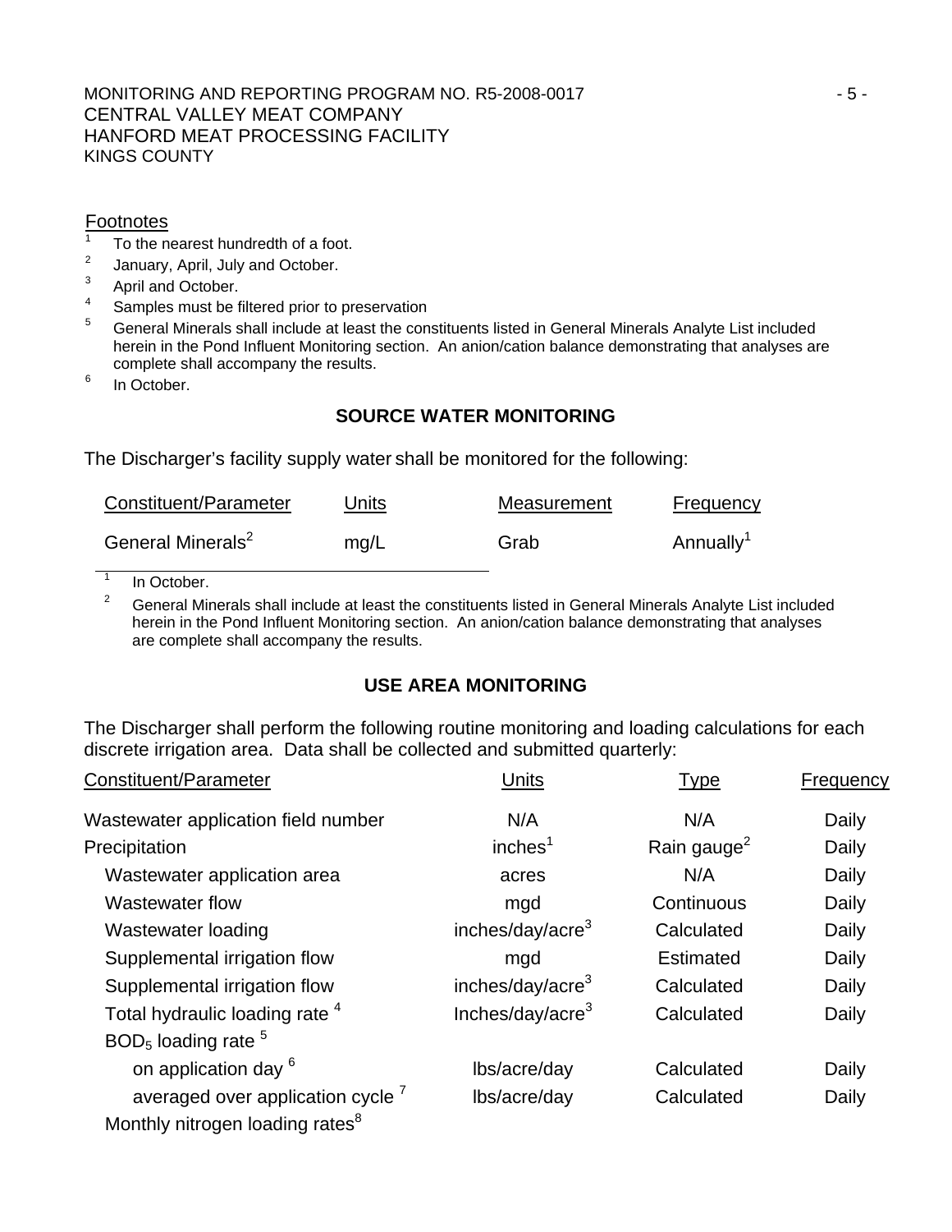Footnotes

1. To the nearest hundredth of a foot.
2. January, April, July and October.
3. April and October.
4. Samples must be filtered prior to preservation
5. General Minerals shall include at least the constituents listed in General Minerals Analyte List included herein in the Pond Influent Monitoring section. An anion/cation balance demonstrating that analyses are complete shall accompany the results.
6. In October.

## SOURCE WATER MONITORING

The Discharger's facility supply water shall be monitored for the following:

| Constituent/Parameter | Units | Measurement | Frequency |
|---|---|---|---|
| General Minerals[2] | mg/L | Grab | Annually[1] |

1. In October.
2. General Minerals shall include at least the constituents listed in General Minerals Analyte List included herein in the Pond Influent Monitoring section. An anion/cation balance demonstrating that analyses are complete shall accompany the results.

## USE AREA MONITORING

The Discharger shall perform the following routine monitoring and loading calculations for each discrete irrigation area. Data shall be collected and submitted quarterly:

| Constituent/Parameter | Units | Type | Frequency |
|---|---|---|---|
| Wastewater application field number | N/A | N/A | Daily |
| Precipitation | inches[1] | Rain gauge[2] | Daily |
| Wastewater application area | acres | N/A | Daily |
| Wastewater flow | mgd | Continuous | Daily |
| Wastewater loading | inches/day/acre[3] | Calculated | Daily |
| Supplemental irrigation flow | mgd | Estimated | Daily |
| Supplemental irrigation flow | inches/day/acre[3] | Calculated | Daily |
| Total hydraulic loading rate [4] | Inches/day/acre[3] | Calculated | Daily |
| $BOD_5$ loading rate [5] | | | |
| on application day [6] | lbs/acre/day | Calculated | Daily |
| averaged over application cycle [7] | lbs/acre/day | Calculated | Daily |
| Monthly nitrogen loading rates[8] | | | |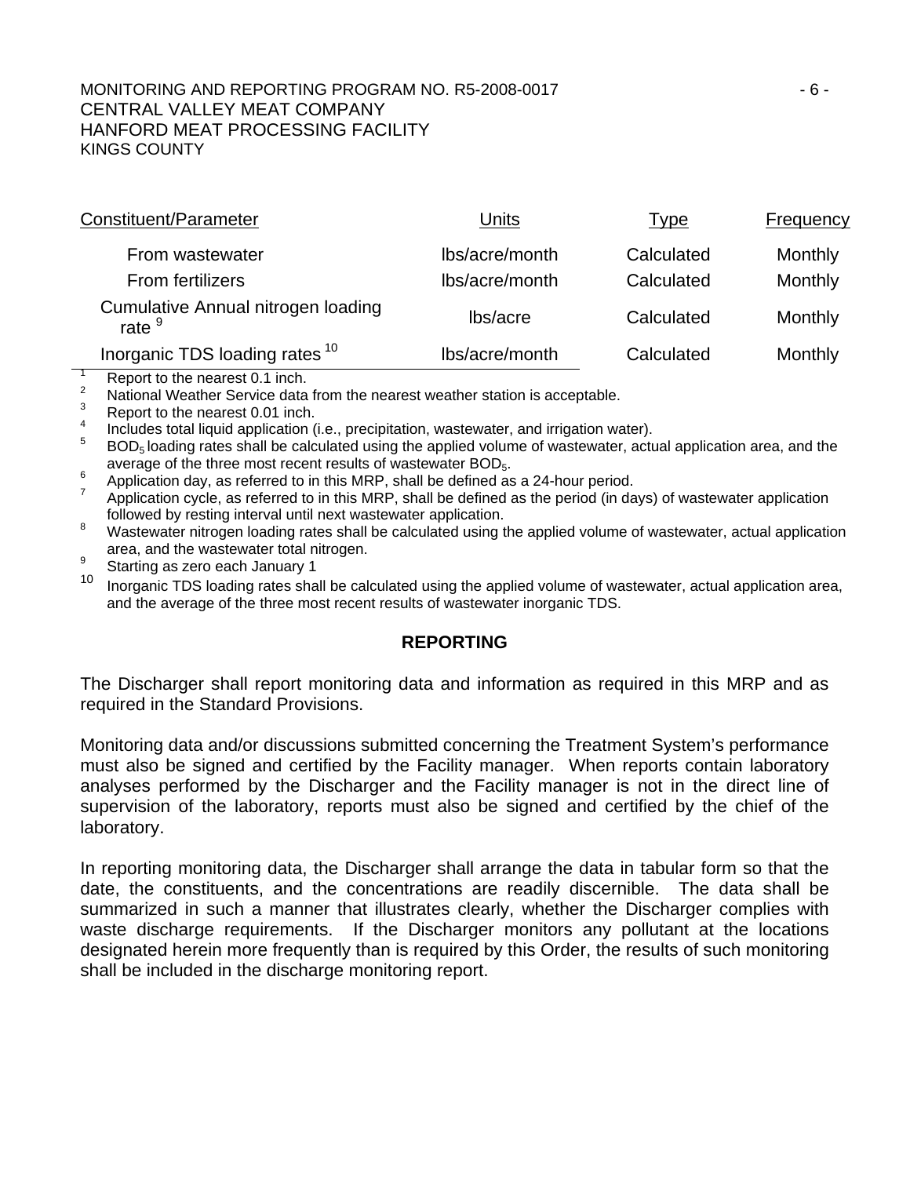| Constituent/Parameter | Units | Type | Frequency |
|---|---|---|---|
| From wastewater | lbs/acre/month | Calculated | Monthly |
| From fertilizers | lbs/acre/month | Calculated | Monthly |
| Cumulative Annual nitrogen loading rate [9] | lbs/acre | Calculated | Monthly |
| Inorganic TDS loading rates [10] | lbs/acre/month | Calculated | Monthly |

[1] Report to the nearest 0.1 inch.
[2] National Weather Service data from the nearest weather station is acceptable.
[3] Report to the nearest 0.01 inch.
[4] Includes total liquid application (i.e., precipitation, wastewater, and irrigation water).
[5] $BOD_5$ loading rates shall be calculated using the applied volume of wastewater, actual application area, and the average of the three most recent results of wastewater $BOD_5$.
[6] Application day, as referred to in this MRP, shall be defined as a 24-hour period.
[7] Application cycle, as referred to in this MRP, shall be defined as the period (in days) of wastewater application followed by resting interval until next wastewater application.
[8] Wastewater nitrogen loading rates shall be calculated using the applied volume of wastewater, actual application area, and the wastewater total nitrogen.
[9] Starting as zero each January 1
[10] Inorganic TDS loading rates shall be calculated using the applied volume of wastewater, actual application area, and the average of the three most recent results of wastewater inorganic TDS.

## REPORTING

The Discharger shall report monitoring data and information as required in this MRP and as required in the Standard Provisions.

Monitoring data and/or discussions submitted concerning the Treatment System's performance must also be signed and certified by the Facility manager. When reports contain laboratory analyses performed by the Discharger and the Facility manager is not in the direct line of supervision of the laboratory, reports must also be signed and certified by the chief of the laboratory.

In reporting monitoring data, the Discharger shall arrange the data in tabular form so that the date, the constituents, and the concentrations are readily discernible. The data shall be summarized in such a manner that illustrates clearly, whether the Discharger complies with waste discharge requirements. If the Discharger monitors any pollutant at the locations designated herein more frequently than is required by this Order, the results of such monitoring shall be included in the discharge monitoring report.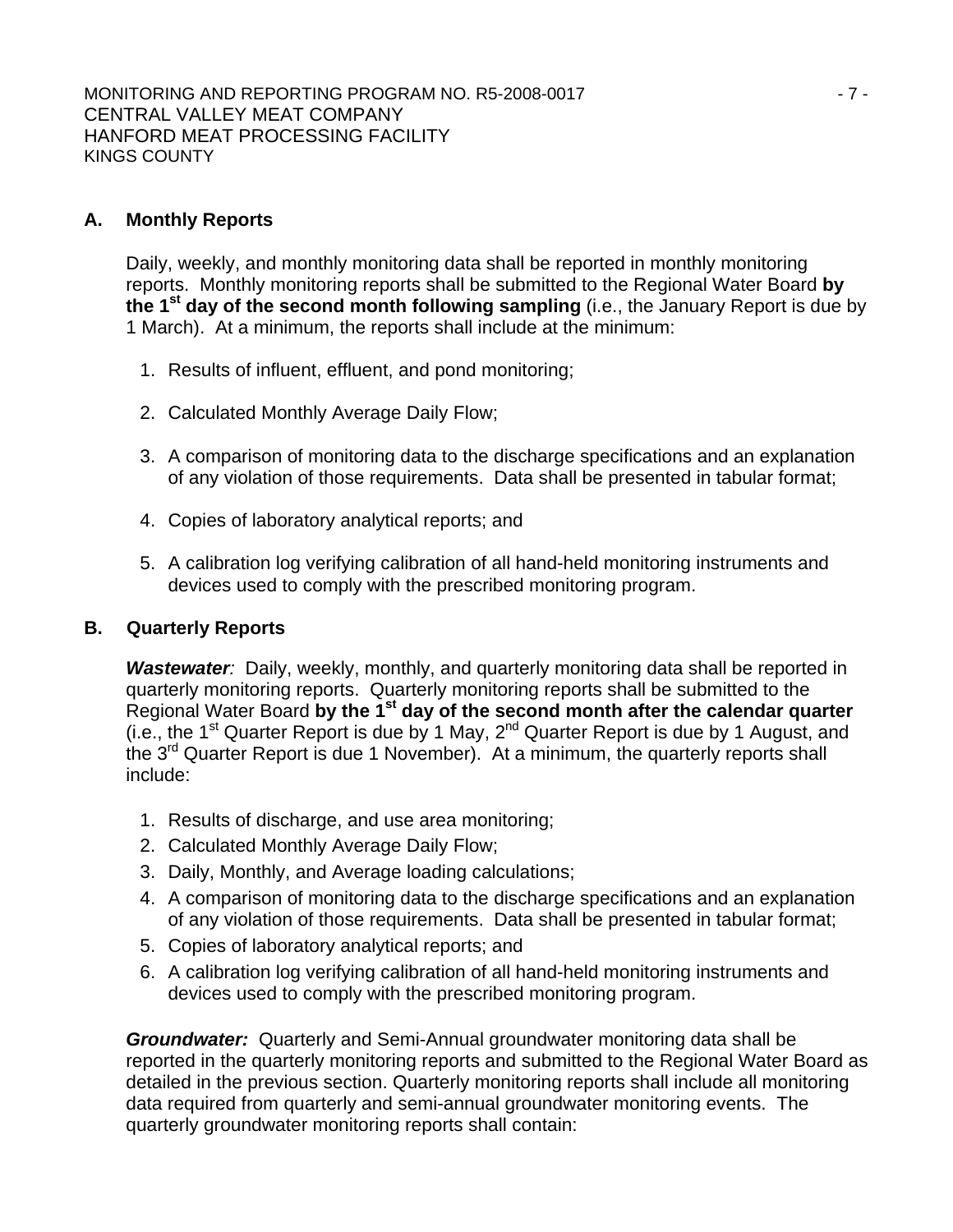### A. Monthly Reports

Daily, weekly, and monthly monitoring data shall be reported in monthly monitoring reports. Monthly monitoring reports shall be submitted to the Regional Water Board **by the 1st day of the second month following sampling** (i.e., the January Report is due by 1 March). At a minimum, the reports shall include at the minimum:

1. Results of influent, effluent, and pond monitoring;

2. Calculated Monthly Average Daily Flow;

3. A comparison of monitoring data to the discharge specifications and an explanation of any violation of those requirements. Data shall be presented in tabular format;

4. Copies of laboratory analytical reports; and

5. A calibration log verifying calibration of all hand-held monitoring instruments and devices used to comply with the prescribed monitoring program.

### B. Quarterly Reports

***Wastewater**:* Daily, weekly, monthly, and quarterly monitoring data shall be reported in quarterly monitoring reports. Quarterly monitoring reports shall be submitted to the Regional Water Board **by the 1st day of the second month after the calendar quarter** (i.e., the 1st Quarter Report is due by 1 May, 2nd Quarter Report is due by 1 August, and the 3rd Quarter Report is due 1 November). At a minimum, the quarterly reports shall include:

1. Results of discharge, and use area monitoring;
2. Calculated Monthly Average Daily Flow;
3. Daily, Monthly, and Average loading calculations;
4. A comparison of monitoring data to the discharge specifications and an explanation of any violation of those requirements. Data shall be presented in tabular format;
5. Copies of laboratory analytical reports; and
6. A calibration log verifying calibration of all hand-held monitoring instruments and devices used to comply with the prescribed monitoring program.

***Groundwater:*** Quarterly and Semi-Annual groundwater monitoring data shall be reported in the quarterly monitoring reports and submitted to the Regional Water Board as detailed in the previous section. Quarterly monitoring reports shall include all monitoring data required from quarterly and semi-annual groundwater monitoring events. The quarterly groundwater monitoring reports shall contain: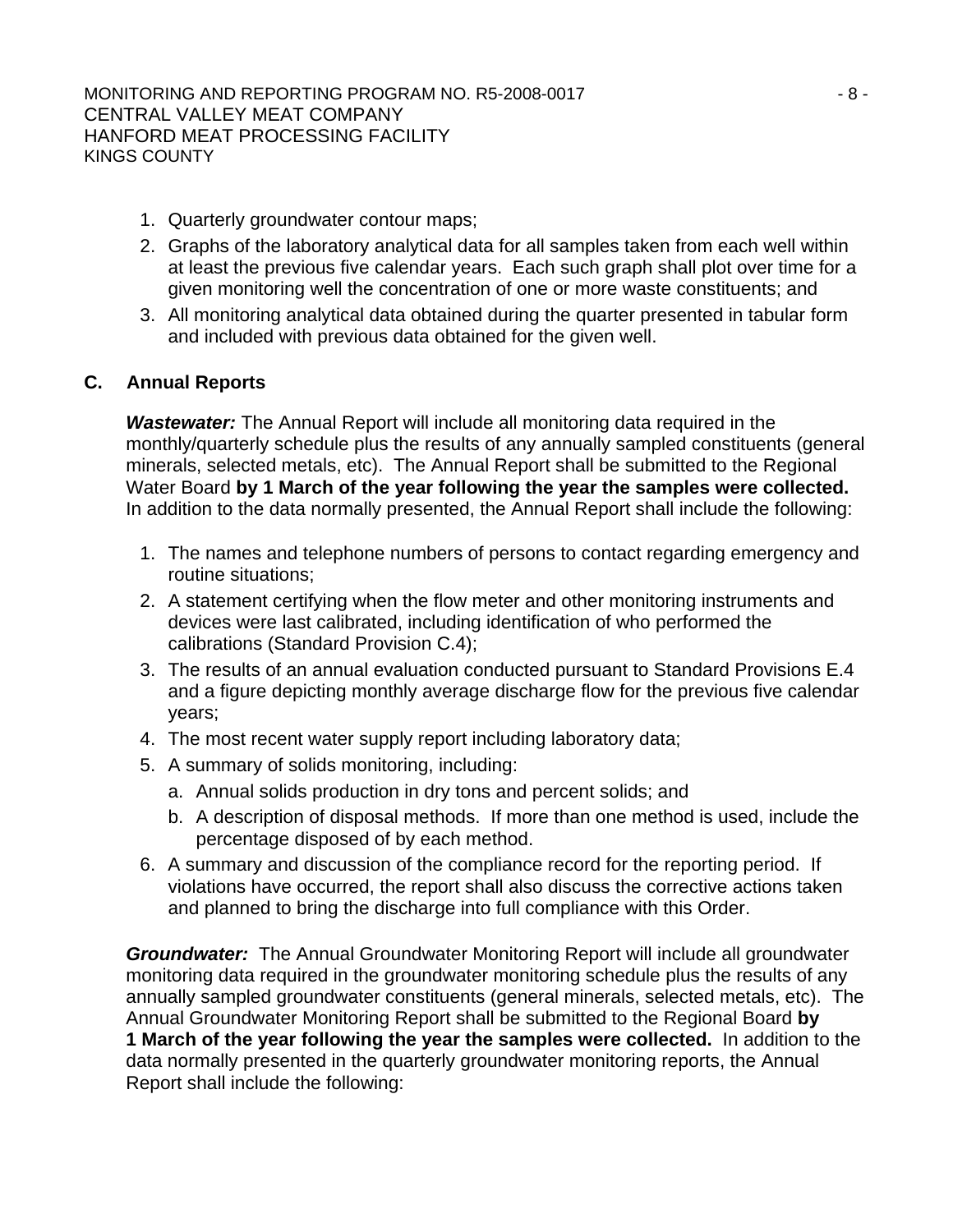1. Quarterly groundwater contour maps;
2. Graphs of the laboratory analytical data for all samples taken from each well within at least the previous five calendar years. Each such graph shall plot over time for a given monitoring well the concentration of one or more waste constituents; and
3. All monitoring analytical data obtained during the quarter presented in tabular form and included with previous data obtained for the given well.

## C. Annual Reports

***Wastewater:*** The Annual Report will include all monitoring data required in the monthly/quarterly schedule plus the results of any annually sampled constituents (general minerals, selected metals, etc). The Annual Report shall be submitted to the Regional Water Board **by 1 March of the year following the year the samples were collected.** In addition to the data normally presented, the Annual Report shall include the following:

1. The names and telephone numbers of persons to contact regarding emergency and routine situations;
2. A statement certifying when the flow meter and other monitoring instruments and devices were last calibrated, including identification of who performed the calibrations (Standard Provision C.4);
3. The results of an annual evaluation conducted pursuant to Standard Provisions E.4 and a figure depicting monthly average discharge flow for the previous five calendar years;
4. The most recent water supply report including laboratory data;
5. A summary of solids monitoring, including:
   a. Annual solids production in dry tons and percent solids; and
   b. A description of disposal methods. If more than one method is used, include the percentage disposed of by each method.
6. A summary and discussion of the compliance record for the reporting period. If violations have occurred, the report shall also discuss the corrective actions taken and planned to bring the discharge into full compliance with this Order.

***Groundwater:*** The Annual Groundwater Monitoring Report will include all groundwater monitoring data required in the groundwater monitoring schedule plus the results of any annually sampled groundwater constituents (general minerals, selected metals, etc). The Annual Groundwater Monitoring Report shall be submitted to the Regional Board **by 1 March of the year following the year the samples were collected.** In addition to the data normally presented in the quarterly groundwater monitoring reports, the Annual Report shall include the following: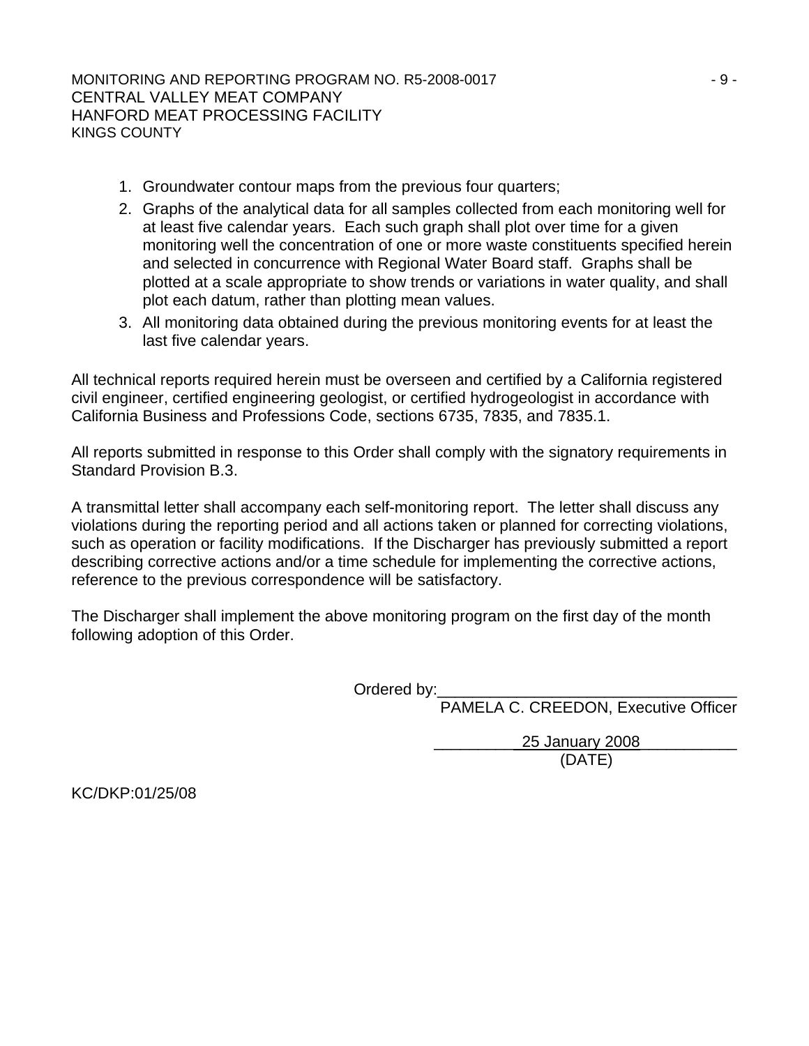1. Groundwater contour maps from the previous four quarters;
2. Graphs of the analytical data for all samples collected from each monitoring well for at least five calendar years. Each such graph shall plot over time for a given monitoring well the concentration of one or more waste constituents specified herein and selected in concurrence with Regional Water Board staff. Graphs shall be plotted at a scale appropriate to show trends or variations in water quality, and shall plot each datum, rather than plotting mean values.
3. All monitoring data obtained during the previous monitoring events for at least the last five calendar years.

All technical reports required herein must be overseen and certified by a California registered civil engineer, certified engineering geologist, or certified hydrogeologist in accordance with California Business and Professions Code, sections 6735, 7835, and 7835.1.

All reports submitted in response to this Order shall comply with the signatory requirements in Standard Provision B.3.

A transmittal letter shall accompany each self-monitoring report. The letter shall discuss any violations during the reporting period and all actions taken or planned for correcting violations, such as operation or facility modifications. If the Discharger has previously submitted a report describing corrective actions and/or a time schedule for implementing the corrective actions, reference to the previous correspondence will be satisfactory.

The Discharger shall implement the above monitoring program on the first day of the month following adoption of this Order.

Ordered by:\_\_\_\_\_\_\_\_\_\_\_\_\_\_\_\_\_\_\_\_\_\_\_\_\_\_\_\_\_\_\_\_\_\_
PAMELA C. CREEDON, Executive Officer

25 January 2008
(DATE)

KC/DKP:01/25/08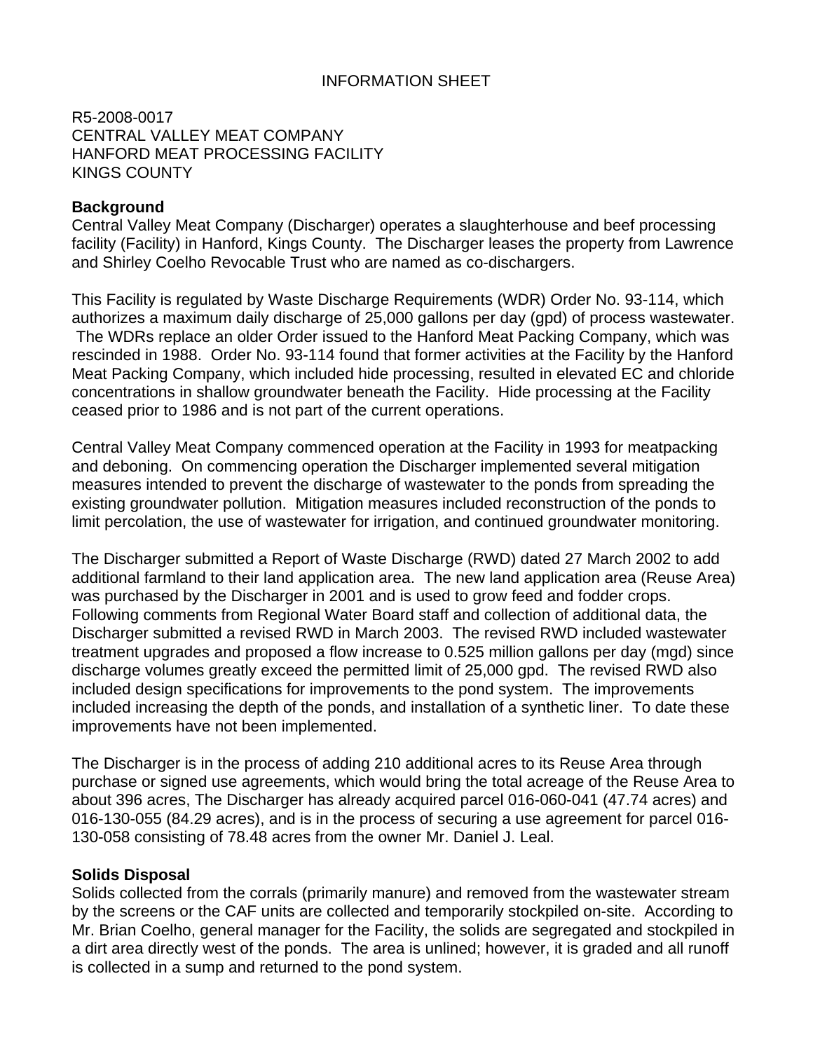# INFORMATION SHEET

R5-2008-0017
CENTRAL VALLEY MEAT COMPANY
HANFORD MEAT PROCESSING FACILITY
KINGS COUNTY

**Background**

Central Valley Meat Company (Discharger) operates a slaughterhouse and beef processing facility (Facility) in Hanford, Kings County. The Discharger leases the property from Lawrence and Shirley Coelho Revocable Trust who are named as co-dischargers.

This Facility is regulated by Waste Discharge Requirements (WDR) Order No. 93-114, which authorizes a maximum daily discharge of 25,000 gallons per day (gpd) of process wastewater. The WDRs replace an older Order issued to the Hanford Meat Packing Company, which was rescinded in 1988. Order No. 93-114 found that former activities at the Facility by the Hanford Meat Packing Company, which included hide processing, resulted in elevated EC and chloride concentrations in shallow groundwater beneath the Facility. Hide processing at the Facility ceased prior to 1986 and is not part of the current operations.

Central Valley Meat Company commenced operation at the Facility in 1993 for meatpacking and deboning. On commencing operation the Discharger implemented several mitigation measures intended to prevent the discharge of wastewater to the ponds from spreading the existing groundwater pollution. Mitigation measures included reconstruction of the ponds to limit percolation, the use of wastewater for irrigation, and continued groundwater monitoring.

The Discharger submitted a Report of Waste Discharge (RWD) dated 27 March 2002 to add additional farmland to their land application area. The new land application area (Reuse Area) was purchased by the Discharger in 2001 and is used to grow feed and fodder crops. Following comments from Regional Water Board staff and collection of additional data, the Discharger submitted a revised RWD in March 2003. The revised RWD included wastewater treatment upgrades and proposed a flow increase to 0.525 million gallons per day (mgd) since discharge volumes greatly exceed the permitted limit of 25,000 gpd. The revised RWD also included design specifications for improvements to the pond system. The improvements included increasing the depth of the ponds, and installation of a synthetic liner. To date these improvements have not been implemented.

The Discharger is in the process of adding 210 additional acres to its Reuse Area through purchase or signed use agreements, which would bring the total acreage of the Reuse Area to about 396 acres, The Discharger has already acquired parcel 016-060-041 (47.74 acres) and 016-130-055 (84.29 acres), and is in the process of securing a use agreement for parcel 016-130-058 consisting of 78.48 acres from the owner Mr. Daniel J. Leal.

**Solids Disposal**

Solids collected from the corrals (primarily manure) and removed from the wastewater stream by the screens or the CAF units are collected and temporarily stockpiled on-site. According to Mr. Brian Coelho, general manager for the Facility, the solids are segregated and stockpiled in a dirt area directly west of the ponds. The area is unlined; however, it is graded and all runoff is collected in a sump and returned to the pond system.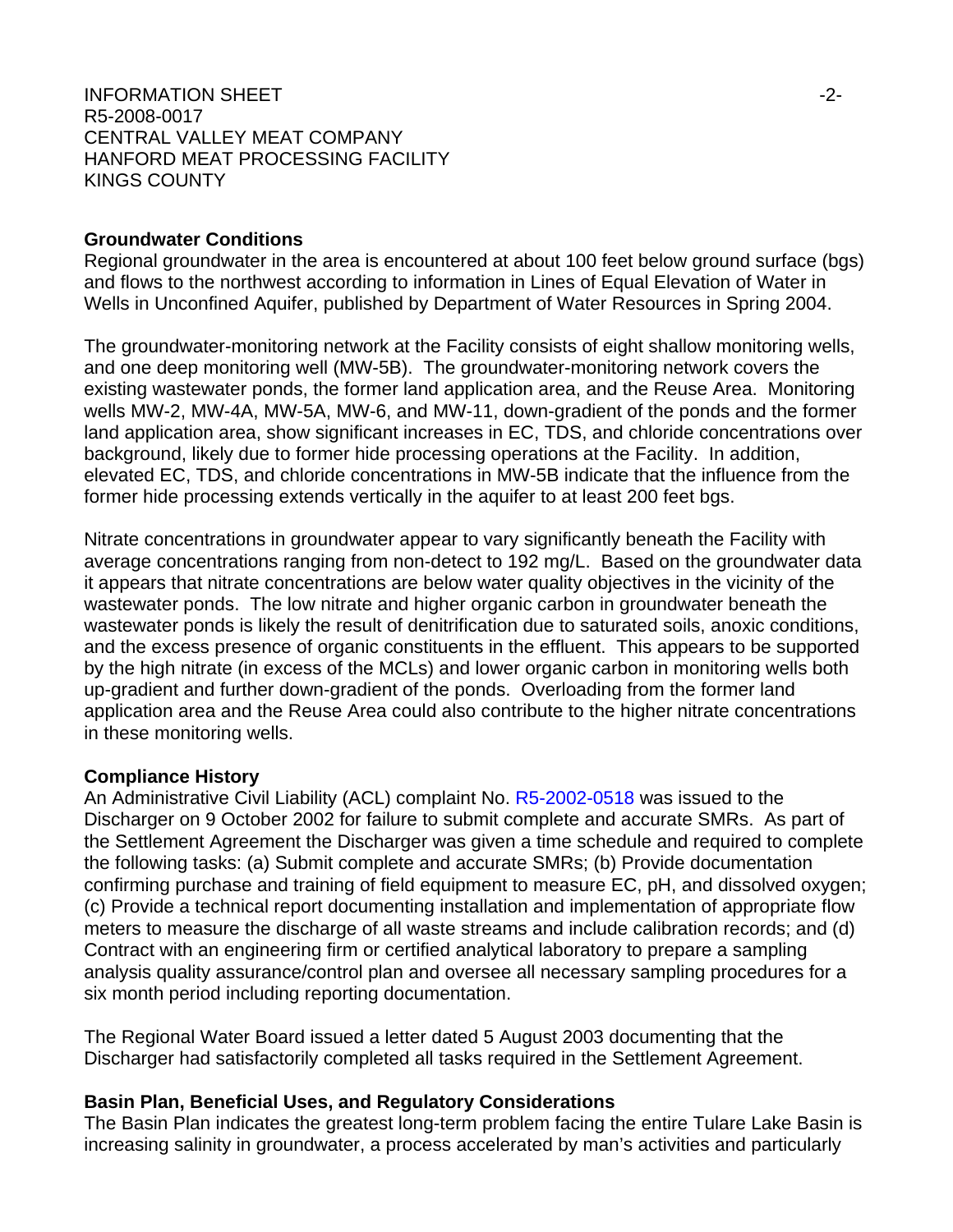### Groundwater Conditions

Regional groundwater in the area is encountered at about 100 feet below ground surface (bgs) and flows to the northwest according to information in Lines of Equal Elevation of Water in Wells in Unconfined Aquifer, published by Department of Water Resources in Spring 2004.

The groundwater-monitoring network at the Facility consists of eight shallow monitoring wells, and one deep monitoring well (MW-5B). The groundwater-monitoring network covers the existing wastewater ponds, the former land application area, and the Reuse Area. Monitoring wells MW-2, MW-4A, MW-5A, MW-6, and MW-11, down-gradient of the ponds and the former land application area, show significant increases in EC, TDS, and chloride concentrations over background, likely due to former hide processing operations at the Facility. In addition, elevated EC, TDS, and chloride concentrations in MW-5B indicate that the influence from the former hide processing extends vertically in the aquifer to at least 200 feet bgs.

Nitrate concentrations in groundwater appear to vary significantly beneath the Facility with average concentrations ranging from non-detect to 192 mg/L. Based on the groundwater data it appears that nitrate concentrations are below water quality objectives in the vicinity of the wastewater ponds. The low nitrate and higher organic carbon in groundwater beneath the wastewater ponds is likely the result of denitrification due to saturated soils, anoxic conditions, and the excess presence of organic constituents in the effluent. This appears to be supported by the high nitrate (in excess of the MCLs) and lower organic carbon in monitoring wells both up-gradient and further down-gradient of the ponds. Overloading from the former land application area and the Reuse Area could also contribute to the higher nitrate concentrations in these monitoring wells.

### Compliance History

An Administrative Civil Liability (ACL) complaint No. R5-2002-0518 was issued to the Discharger on 9 October 2002 for failure to submit complete and accurate SMRs. As part of the Settlement Agreement the Discharger was given a time schedule and required to complete the following tasks: (a) Submit complete and accurate SMRs; (b) Provide documentation confirming purchase and training of field equipment to measure EC, pH, and dissolved oxygen; (c) Provide a technical report documenting installation and implementation of appropriate flow meters to measure the discharge of all waste streams and include calibration records; and (d) Contract with an engineering firm or certified analytical laboratory to prepare a sampling analysis quality assurance/control plan and oversee all necessary sampling procedures for a six month period including reporting documentation.

The Regional Water Board issued a letter dated 5 August 2003 documenting that the Discharger had satisfactorily completed all tasks required in the Settlement Agreement.

### Basin Plan, Beneficial Uses, and Regulatory Considerations

The Basin Plan indicates the greatest long-term problem facing the entire Tulare Lake Basin is increasing salinity in groundwater, a process accelerated by man's activities and particularly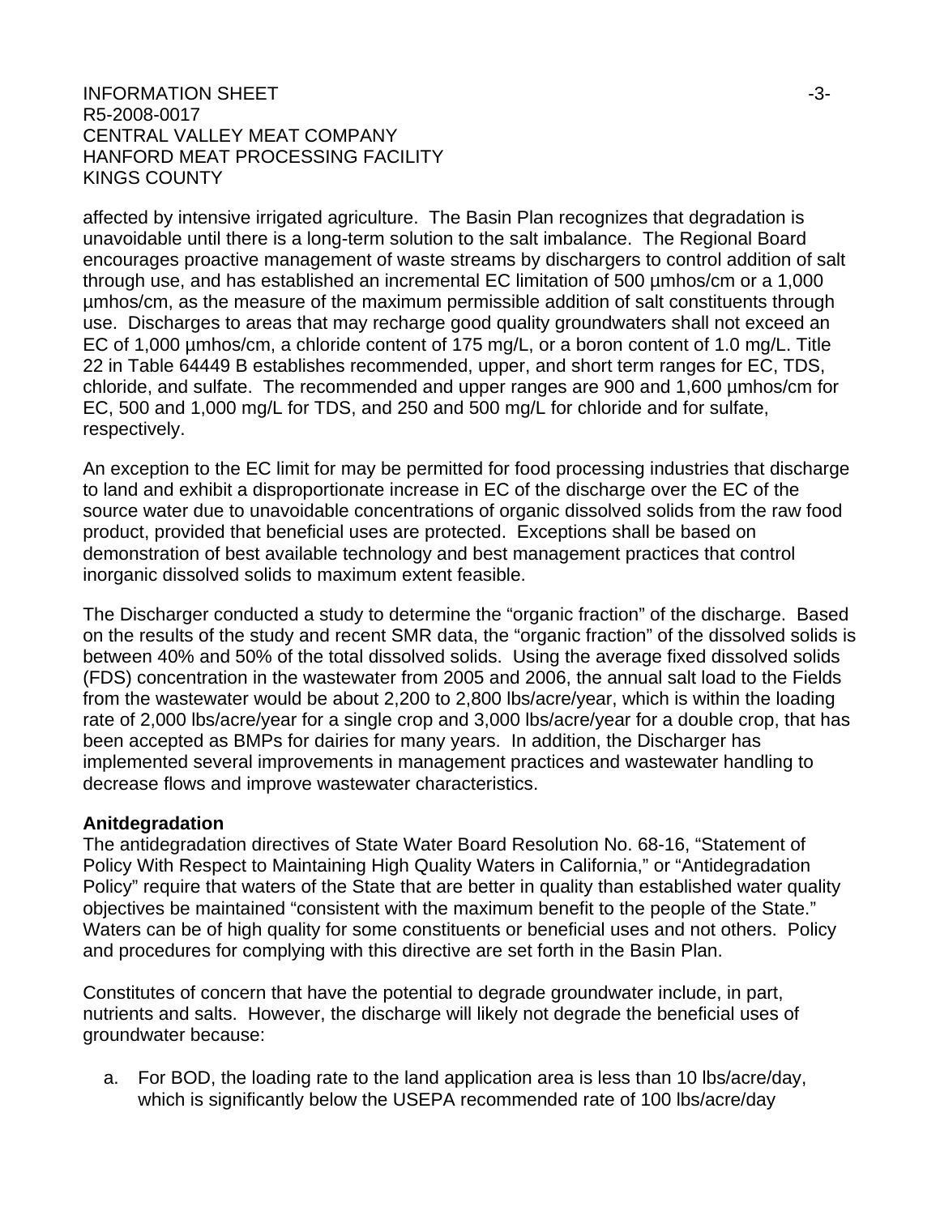affected by intensive irrigated agriculture. The Basin Plan recognizes that degradation is unavoidable until there is a long-term solution to the salt imbalance. The Regional Board encourages proactive management of waste streams by dischargers to control addition of salt through use, and has established an incremental EC limitation of 500 µmhos/cm or a 1,000 µmhos/cm, as the measure of the maximum permissible addition of salt constituents through use. Discharges to areas that may recharge good quality groundwaters shall not exceed an EC of 1,000 µmhos/cm, a chloride content of 175 mg/L, or a boron content of 1.0 mg/L. Title 22 in Table 64449 B establishes recommended, upper, and short term ranges for EC, TDS, chloride, and sulfate. The recommended and upper ranges are 900 and 1,600 µmhos/cm for EC, 500 and 1,000 mg/L for TDS, and 250 and 500 mg/L for chloride and for sulfate, respectively.

An exception to the EC limit for may be permitted for food processing industries that discharge to land and exhibit a disproportionate increase in EC of the discharge over the EC of the source water due to unavoidable concentrations of organic dissolved solids from the raw food product, provided that beneficial uses are protected. Exceptions shall be based on demonstration of best available technology and best management practices that control inorganic dissolved solids to maximum extent feasible.

The Discharger conducted a study to determine the "organic fraction" of the discharge. Based on the results of the study and recent SMR data, the "organic fraction" of the dissolved solids is between 40% and 50% of the total dissolved solids. Using the average fixed dissolved solids (FDS) concentration in the wastewater from 2005 and 2006, the annual salt load to the Fields from the wastewater would be about 2,200 to 2,800 lbs/acre/year, which is within the loading rate of 2,000 lbs/acre/year for a single crop and 3,000 lbs/acre/year for a double crop, that has been accepted as BMPs for dairies for many years. In addition, the Discharger has implemented several improvements in management practices and wastewater handling to decrease flows and improve wastewater characteristics.

**Anitdegradation**

The antidegradation directives of State Water Board Resolution No. 68-16, "Statement of Policy With Respect to Maintaining High Quality Waters in California," or "Antidegradation Policy" require that waters of the State that are better in quality than established water quality objectives be maintained "consistent with the maximum benefit to the people of the State." Waters can be of high quality for some constituents or beneficial uses and not others. Policy and procedures for complying with this directive are set forth in the Basin Plan.

Constitutes of concern that have the potential to degrade groundwater include, in part, nutrients and salts. However, the discharge will likely not degrade the beneficial uses of groundwater because:

a. For BOD, the loading rate to the land application area is less than 10 lbs/acre/day, which is significantly below the USEPA recommended rate of 100 lbs/acre/day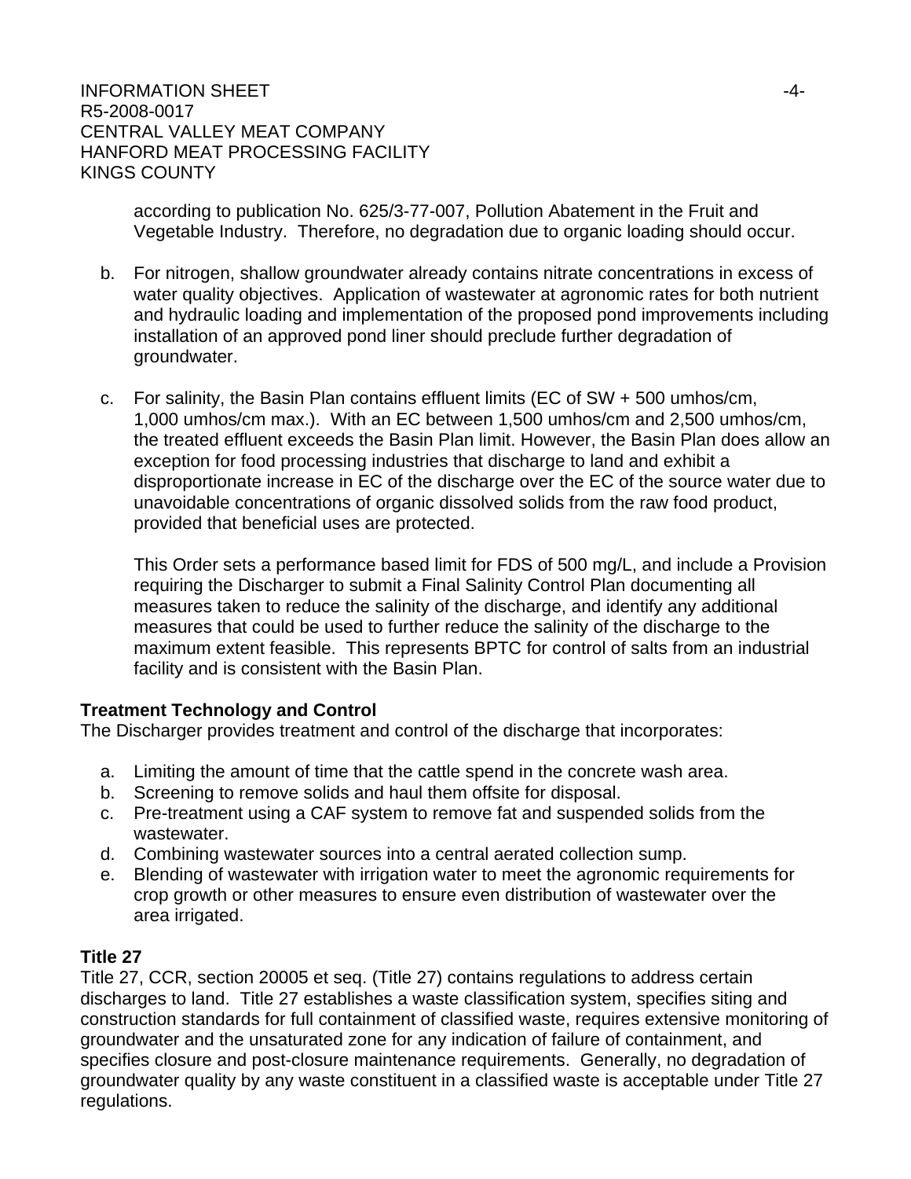according to publication No. 625/3-77-007, Pollution Abatement in the Fruit and Vegetable Industry. Therefore, no degradation due to organic loading should occur.

b. For nitrogen, shallow groundwater already contains nitrate concentrations in excess of water quality objectives. Application of wastewater at agronomic rates for both nutrient and hydraulic loading and implementation of the proposed pond improvements including installation of an approved pond liner should preclude further degradation of groundwater.

c. For salinity, the Basin Plan contains effluent limits (EC of SW + 500 umhos/cm, 1,000 umhos/cm max.). With an EC between 1,500 umhos/cm and 2,500 umhos/cm, the treated effluent exceeds the Basin Plan limit. However, the Basin Plan does allow an exception for food processing industries that discharge to land and exhibit a disproportionate increase in EC of the discharge over the EC of the source water due to unavoidable concentrations of organic dissolved solids from the raw food product, provided that beneficial uses are protected.

   This Order sets a performance based limit for FDS of 500 mg/L, and include a Provision requiring the Discharger to submit a Final Salinity Control Plan documenting all measures taken to reduce the salinity of the discharge, and identify any additional measures that could be used to further reduce the salinity of the discharge to the maximum extent feasible. This represents BPTC for control of salts from an industrial facility and is consistent with the Basin Plan.

**Treatment Technology and Control**

The Discharger provides treatment and control of the discharge that incorporates:

a. Limiting the amount of time that the cattle spend in the concrete wash area.
b. Screening to remove solids and haul them offsite for disposal.
c. Pre-treatment using a CAF system to remove fat and suspended solids from the wastewater.
d. Combining wastewater sources into a central aerated collection sump.
e. Blending of wastewater with irrigation water to meet the agronomic requirements for crop growth or other measures to ensure even distribution of wastewater over the area irrigated.

**Title 27**

Title 27, CCR, section 20005 et seq. (Title 27) contains regulations to address certain discharges to land. Title 27 establishes a waste classification system, specifies siting and construction standards for full containment of classified waste, requires extensive monitoring of groundwater and the unsaturated zone for any indication of failure of containment, and specifies closure and post-closure maintenance requirements. Generally, no degradation of groundwater quality by any waste constituent in a classified waste is acceptable under Title 27 regulations.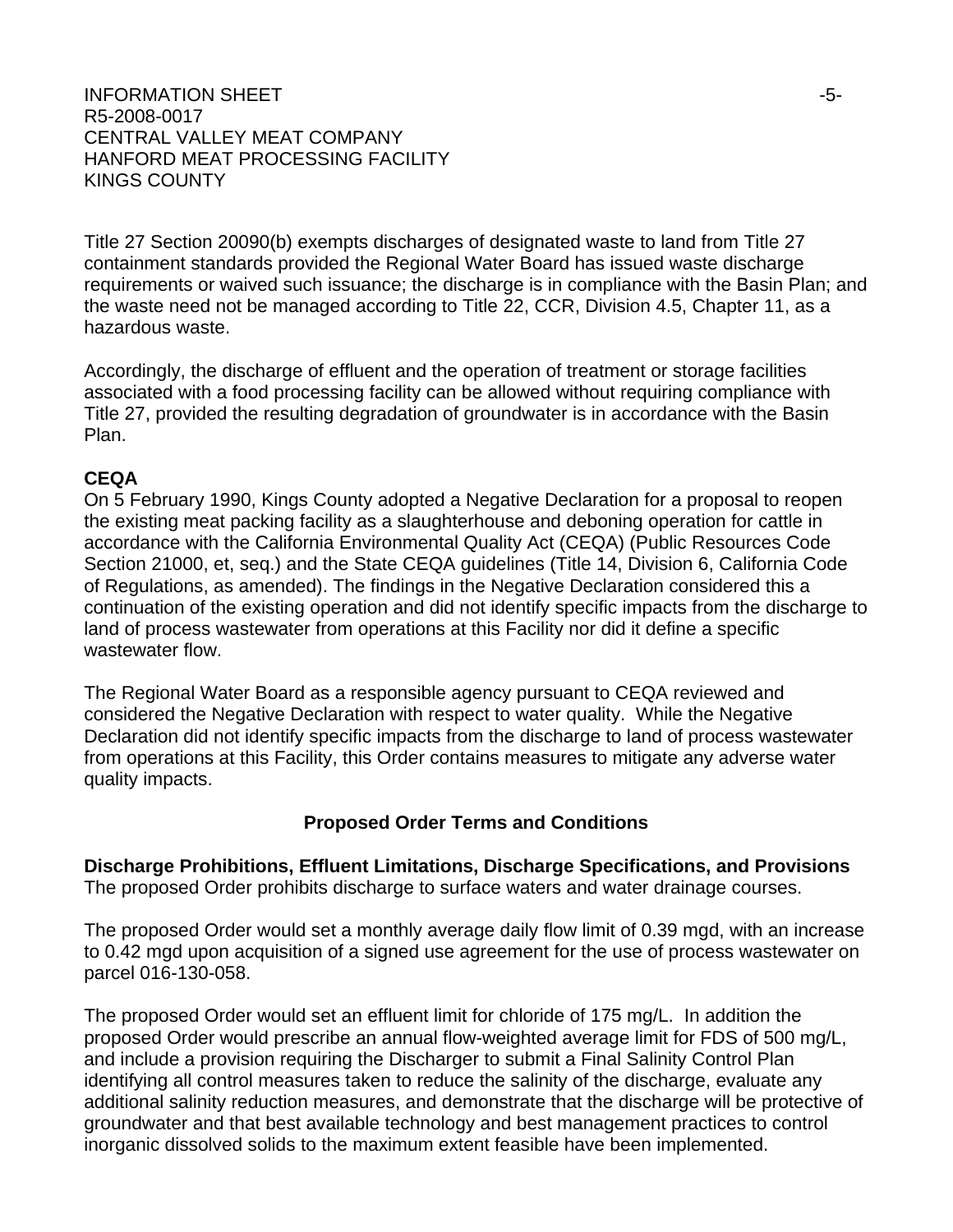Title 27 Section 20090(b) exempts discharges of designated waste to land from Title 27 containment standards provided the Regional Water Board has issued waste discharge requirements or waived such issuance; the discharge is in compliance with the Basin Plan; and the waste need not be managed according to Title 22, CCR, Division 4.5, Chapter 11, as a hazardous waste.

Accordingly, the discharge of effluent and the operation of treatment or storage facilities associated with a food processing facility can be allowed without requiring compliance with Title 27, provided the resulting degradation of groundwater is in accordance with the Basin Plan.

**CEQA**

On 5 February 1990, Kings County adopted a Negative Declaration for a proposal to reopen the existing meat packing facility as a slaughterhouse and deboning operation for cattle in accordance with the California Environmental Quality Act (CEQA) (Public Resources Code Section 21000, et, seq.) and the State CEQA guidelines (Title 14, Division 6, California Code of Regulations, as amended). The findings in the Negative Declaration considered this a continuation of the existing operation and did not identify specific impacts from the discharge to land of process wastewater from operations at this Facility nor did it define a specific wastewater flow.

The Regional Water Board as a responsible agency pursuant to CEQA reviewed and considered the Negative Declaration with respect to water quality. While the Negative Declaration did not identify specific impacts from the discharge to land of process wastewater from operations at this Facility, this Order contains measures to mitigate any adverse water quality impacts.

## Proposed Order Terms and Conditions

**Discharge Prohibitions, Effluent Limitations, Discharge Specifications, and Provisions**

The proposed Order prohibits discharge to surface waters and water drainage courses.

The proposed Order would set a monthly average daily flow limit of 0.39 mgd, with an increase to 0.42 mgd upon acquisition of a signed use agreement for the use of process wastewater on parcel 016-130-058.

The proposed Order would set an effluent limit for chloride of 175 mg/L. In addition the proposed Order would prescribe an annual flow-weighted average limit for FDS of 500 mg/L, and include a provision requiring the Discharger to submit a Final Salinity Control Plan identifying all control measures taken to reduce the salinity of the discharge, evaluate any additional salinity reduction measures, and demonstrate that the discharge will be protective of groundwater and that best available technology and best management practices to control inorganic dissolved solids to the maximum extent feasible have been implemented.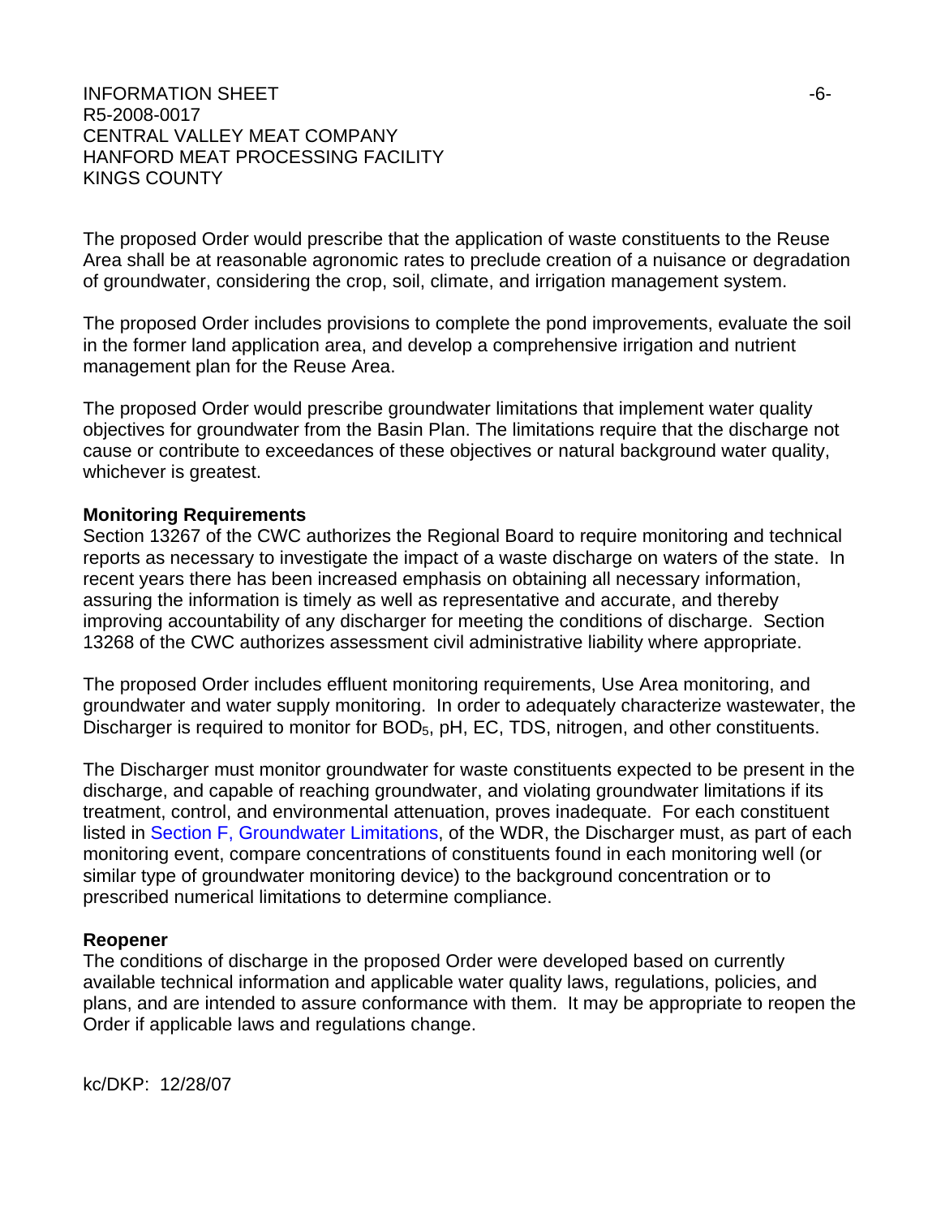The proposed Order would prescribe that the application of waste constituents to the Reuse Area shall be at reasonable agronomic rates to preclude creation of a nuisance or degradation of groundwater, considering the crop, soil, climate, and irrigation management system.

The proposed Order includes provisions to complete the pond improvements, evaluate the soil in the former land application area, and develop a comprehensive irrigation and nutrient management plan for the Reuse Area.

The proposed Order would prescribe groundwater limitations that implement water quality objectives for groundwater from the Basin Plan. The limitations require that the discharge not cause or contribute to exceedances of these objectives or natural background water quality, whichever is greatest.

**Monitoring Requirements**

Section 13267 of the CWC authorizes the Regional Board to require monitoring and technical reports as necessary to investigate the impact of a waste discharge on waters of the state. In recent years there has been increased emphasis on obtaining all necessary information, assuring the information is timely as well as representative and accurate, and thereby improving accountability of any discharger for meeting the conditions of discharge. Section 13268 of the CWC authorizes assessment civil administrative liability where appropriate.

The proposed Order includes effluent monitoring requirements, Use Area monitoring, and groundwater and water supply monitoring. In order to adequately characterize wastewater, the Discharger is required to monitor for $BOD_5$, pH, EC, TDS, nitrogen, and other constituents.

The Discharger must monitor groundwater for waste constituents expected to be present in the discharge, and capable of reaching groundwater, and violating groundwater limitations if its treatment, control, and environmental attenuation, proves inadequate. For each constituent listed in Section F, Groundwater Limitations, of the WDR, the Discharger must, as part of each monitoring event, compare concentrations of constituents found in each monitoring well (or similar type of groundwater monitoring device) to the background concentration or to prescribed numerical limitations to determine compliance.

**Reopener**

The conditions of discharge in the proposed Order were developed based on currently available technical information and applicable water quality laws, regulations, policies, and plans, and are intended to assure conformance with them. It may be appropriate to reopen the Order if applicable laws and regulations change.

kc/DKP: 12/28/07